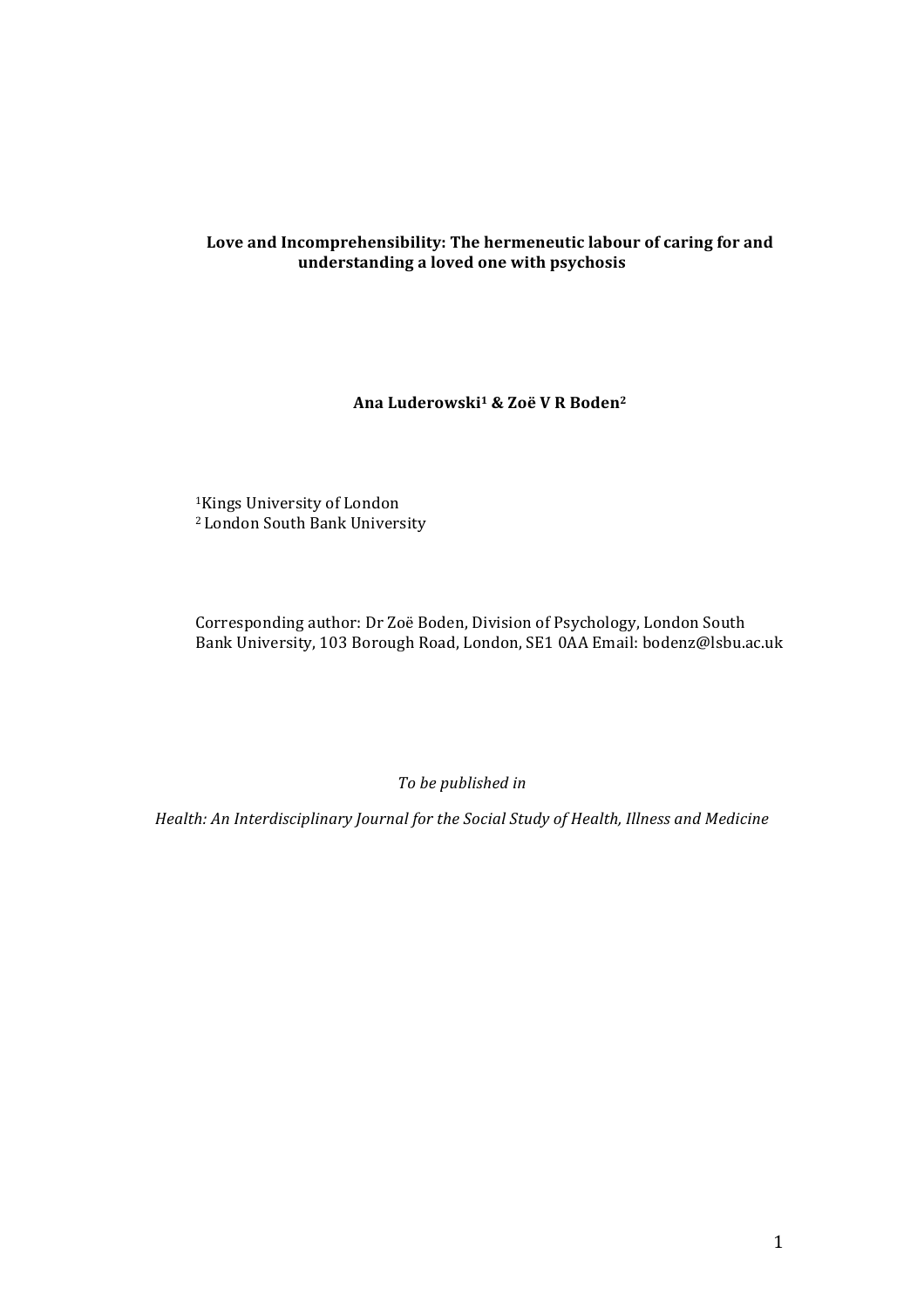# Love and Incomprehensibility: The hermeneutic labour of caring for and understanding a loved one with psychosis

**Ana Luderowski[1] & Zoë V R Boden[2]**

[1]Kings University of London
[2] London South Bank University

Corresponding author: Dr Zoë Boden, Division of Psychology, London South Bank University, 103 Borough Road, London, SE1 0AA Email: bodenz@lsbu.ac.uk

*To be published in*

*Health: An Interdisciplinary Journal for the Social Study of Health, Illness and Medicine*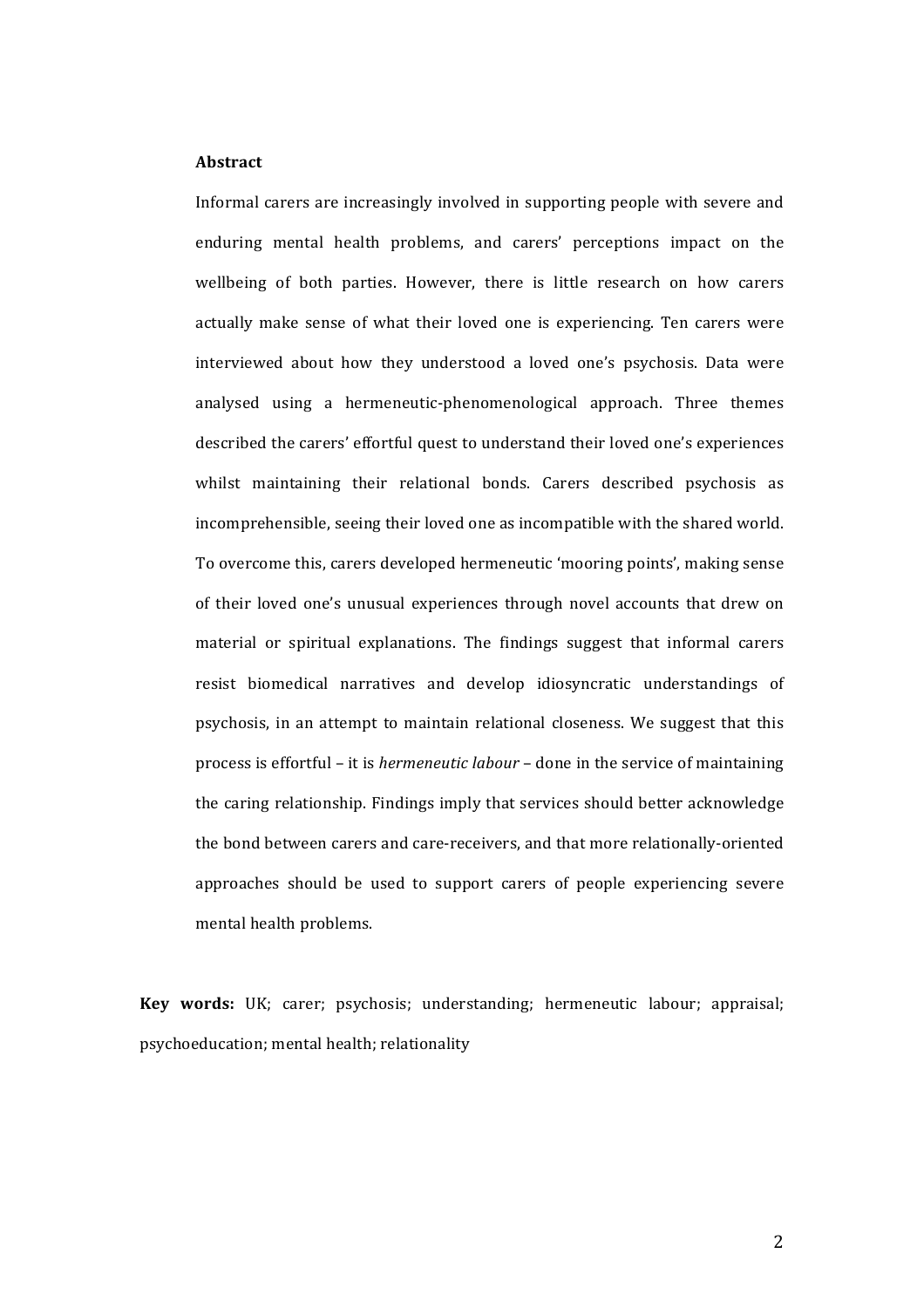**Abstract**

Informal carers are increasingly involved in supporting people with severe and enduring mental health problems, and carers' perceptions impact on the wellbeing of both parties. However, there is little research on how carers actually make sense of what their loved one is experiencing. Ten carers were interviewed about how they understood a loved one's psychosis. Data were analysed using a hermeneutic-phenomenological approach. Three themes described the carers' effortful quest to understand their loved one's experiences whilst maintaining their relational bonds. Carers described psychosis as incomprehensible, seeing their loved one as incompatible with the shared world. To overcome this, carers developed hermeneutic 'mooring points', making sense of their loved one's unusual experiences through novel accounts that drew on material or spiritual explanations. The findings suggest that informal carers resist biomedical narratives and develop idiosyncratic understandings of psychosis, in an attempt to maintain relational closeness. We suggest that this process is effortful – it is *hermeneutic labour* – done in the service of maintaining the caring relationship. Findings imply that services should better acknowledge the bond between carers and care-receivers, and that more relationally-oriented approaches should be used to support carers of people experiencing severe mental health problems.

**Key words:** UK; carer; psychosis; understanding; hermeneutic labour; appraisal; psychoeducation; mental health; relationality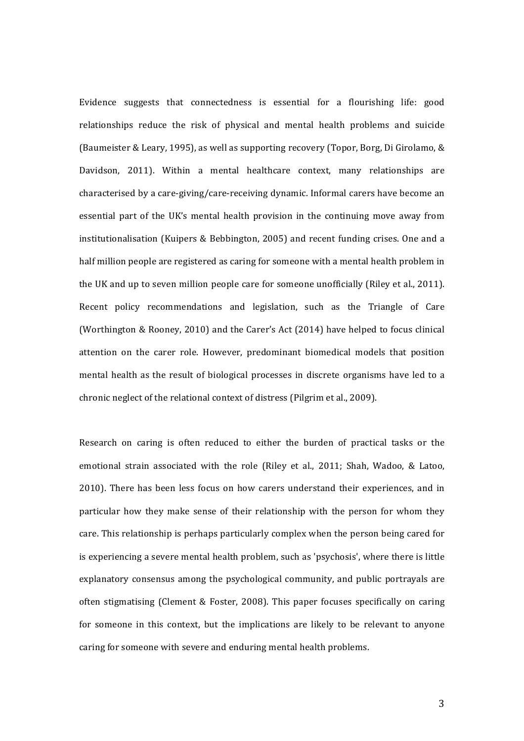Evidence suggests that connectedness is essential for a flourishing life: good relationships reduce the risk of physical and mental health problems and suicide (Baumeister & Leary, 1995), as well as supporting recovery (Topor, Borg, Di Girolamo, & Davidson, 2011). Within a mental healthcare context, many relationships are characterised by a care-giving/care-receiving dynamic. Informal carers have become an essential part of the UK's mental health provision in the continuing move away from institutionalisation (Kuipers & Bebbington, 2005) and recent funding crises. One and a half million people are registered as caring for someone with a mental health problem in the UK and up to seven million people care for someone unofficially (Riley et al., 2011). Recent policy recommendations and legislation, such as the Triangle of Care (Worthington & Rooney, 2010) and the Carer's Act (2014) have helped to focus clinical attention on the carer role. However, predominant biomedical models that position mental health as the result of biological processes in discrete organisms have led to a chronic neglect of the relational context of distress (Pilgrim et al., 2009).

Research on caring is often reduced to either the burden of practical tasks or the emotional strain associated with the role (Riley et al., 2011; Shah, Wadoo, & Latoo, 2010). There has been less focus on how carers understand their experiences, and in particular how they make sense of their relationship with the person for whom they care. This relationship is perhaps particularly complex when the person being cared for is experiencing a severe mental health problem, such as 'psychosis', where there is little explanatory consensus among the psychological community, and public portrayals are often stigmatising (Clement & Foster, 2008). This paper focuses specifically on caring for someone in this context, but the implications are likely to be relevant to anyone caring for someone with severe and enduring mental health problems.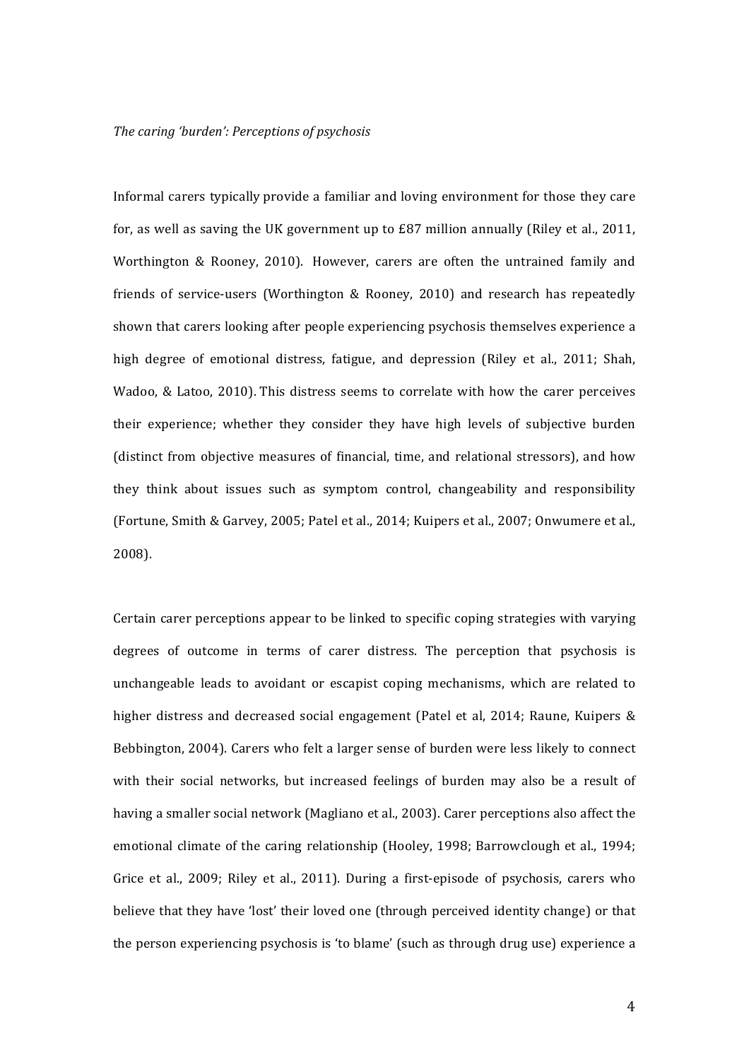*The caring 'burden': Perceptions of psychosis*

Informal carers typically provide a familiar and loving environment for those they care for, as well as saving the UK government up to £87 million annually (Riley et al., 2011, Worthington & Rooney, 2010). However, carers are often the untrained family and friends of service-users (Worthington & Rooney, 2010) and research has repeatedly shown that carers looking after people experiencing psychosis themselves experience a high degree of emotional distress, fatigue, and depression (Riley et al., 2011; Shah, Wadoo, & Latoo, 2010). This distress seems to correlate with how the carer perceives their experience; whether they consider they have high levels of subjective burden (distinct from objective measures of financial, time, and relational stressors), and how they think about issues such as symptom control, changeability and responsibility (Fortune, Smith & Garvey, 2005; Patel et al., 2014; Kuipers et al., 2007; Onwumere et al., 2008).

Certain carer perceptions appear to be linked to specific coping strategies with varying degrees of outcome in terms of carer distress. The perception that psychosis is unchangeable leads to avoidant or escapist coping mechanisms, which are related to higher distress and decreased social engagement (Patel et al, 2014; Raune, Kuipers & Bebbington, 2004). Carers who felt a larger sense of burden were less likely to connect with their social networks, but increased feelings of burden may also be a result of having a smaller social network (Magliano et al., 2003). Carer perceptions also affect the emotional climate of the caring relationship (Hooley, 1998; Barrowclough et al., 1994; Grice et al., 2009; Riley et al., 2011). During a first-episode of psychosis, carers who believe that they have 'lost' their loved one (through perceived identity change) or that the person experiencing psychosis is 'to blame' (such as through drug use) experience a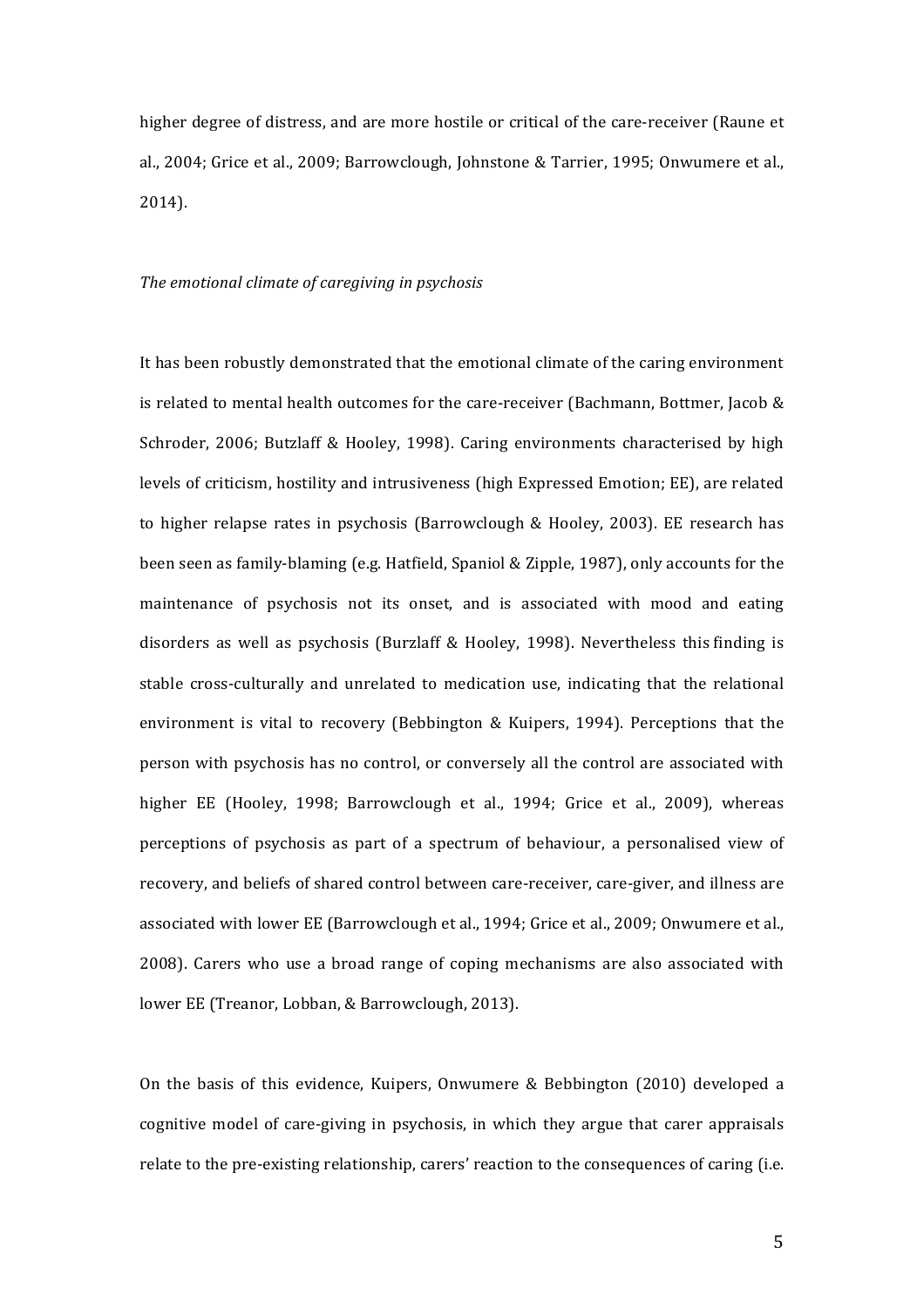higher degree of distress, and are more hostile or critical of the care-receiver (Raune et al., 2004; Grice et al., 2009; Barrowclough, Johnstone & Tarrier, 1995; Onwumere et al., 2014).

*The emotional climate of caregiving in psychosis*

It has been robustly demonstrated that the emotional climate of the caring environment is related to mental health outcomes for the care-receiver (Bachmann, Bottmer, Jacob & Schroder, 2006; Butzlaff & Hooley, 1998). Caring environments characterised by high levels of criticism, hostility and intrusiveness (high Expressed Emotion; EE), are related to higher relapse rates in psychosis (Barrowclough & Hooley, 2003). EE research has been seen as family-blaming (e.g. Hatfield, Spaniol & Zipple, 1987), only accounts for the maintenance of psychosis not its onset, and is associated with mood and eating disorders as well as psychosis (Burzlaff & Hooley, 1998). Nevertheless this finding is stable cross-culturally and unrelated to medication use, indicating that the relational environment is vital to recovery (Bebbington & Kuipers, 1994). Perceptions that the person with psychosis has no control, or conversely all the control are associated with higher EE (Hooley, 1998; Barrowclough et al., 1994; Grice et al., 2009), whereas perceptions of psychosis as part of a spectrum of behaviour, a personalised view of recovery, and beliefs of shared control between care-receiver, care-giver, and illness are associated with lower EE (Barrowclough et al., 1994; Grice et al., 2009; Onwumere et al., 2008). Carers who use a broad range of coping mechanisms are also associated with lower EE (Treanor, Lobban, & Barrowclough, 2013).

On the basis of this evidence, Kuipers, Onwumere & Bebbington (2010) developed a cognitive model of care-giving in psychosis, in which they argue that carer appraisals relate to the pre-existing relationship, carers' reaction to the consequences of caring (i.e.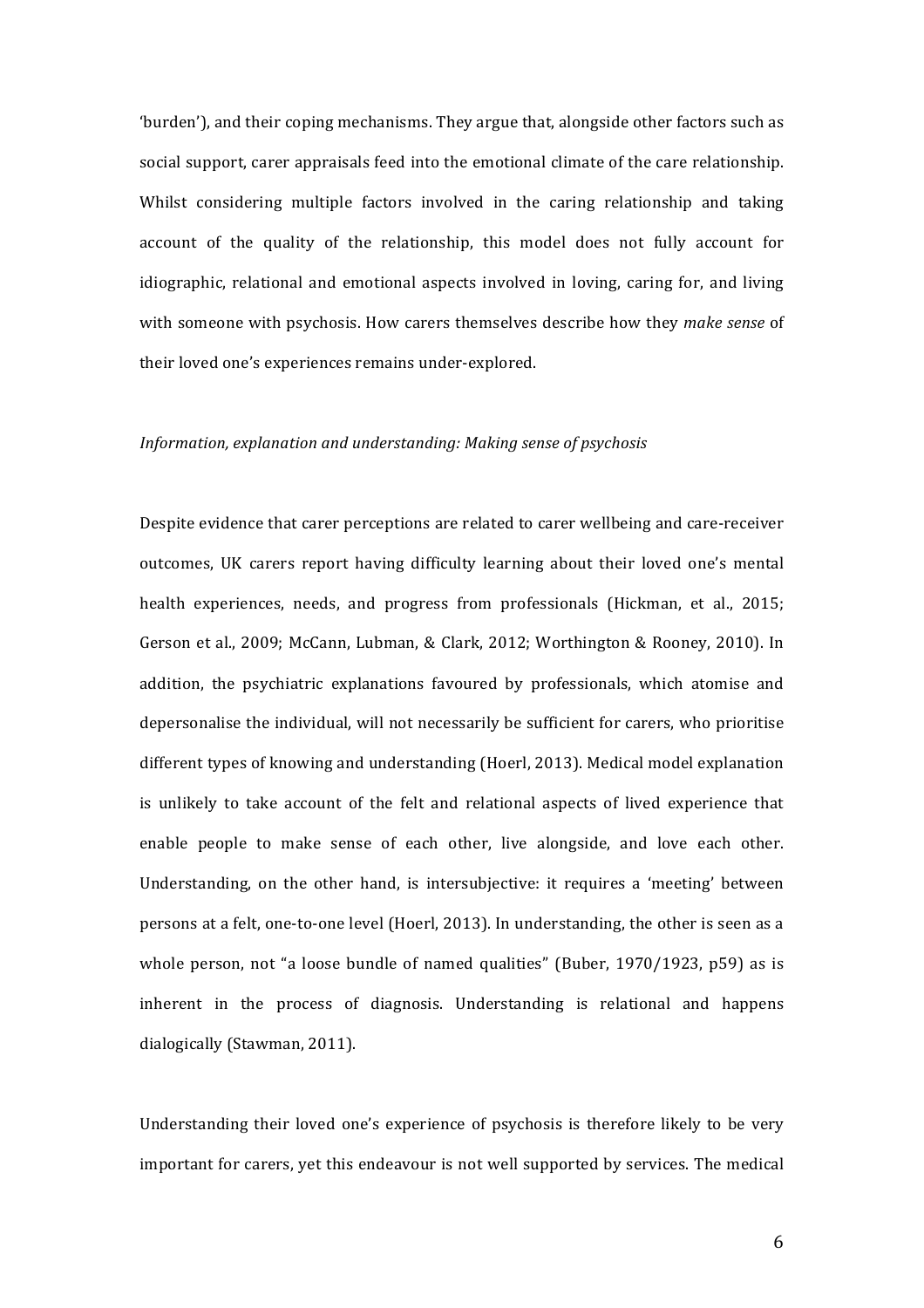'burden'), and their coping mechanisms. They argue that, alongside other factors such as social support, carer appraisals feed into the emotional climate of the care relationship. Whilst considering multiple factors involved in the caring relationship and taking account of the quality of the relationship, this model does not fully account for idiographic, relational and emotional aspects involved in loving, caring for, and living with someone with psychosis. How carers themselves describe how they *make sense* of their loved one's experiences remains under-explored.

*Information, explanation and understanding: Making sense of psychosis*

Despite evidence that carer perceptions are related to carer wellbeing and care-receiver outcomes, UK carers report having difficulty learning about their loved one's mental health experiences, needs, and progress from professionals (Hickman, et al., 2015; Gerson et al., 2009; McCann, Lubman, & Clark, 2012; Worthington & Rooney, 2010). In addition, the psychiatric explanations favoured by professionals, which atomise and depersonalise the individual, will not necessarily be sufficient for carers, who prioritise different types of knowing and understanding (Hoerl, 2013). Medical model explanation is unlikely to take account of the felt and relational aspects of lived experience that enable people to make sense of each other, live alongside, and love each other. Understanding, on the other hand, is intersubjective: it requires a 'meeting' between persons at a felt, one-to-one level (Hoerl, 2013). In understanding, the other is seen as a whole person, not "a loose bundle of named qualities" (Buber, 1970/1923, p59) as is inherent in the process of diagnosis. Understanding is relational and happens dialogically (Stawman, 2011).

Understanding their loved one's experience of psychosis is therefore likely to be very important for carers, yet this endeavour is not well supported by services. The medical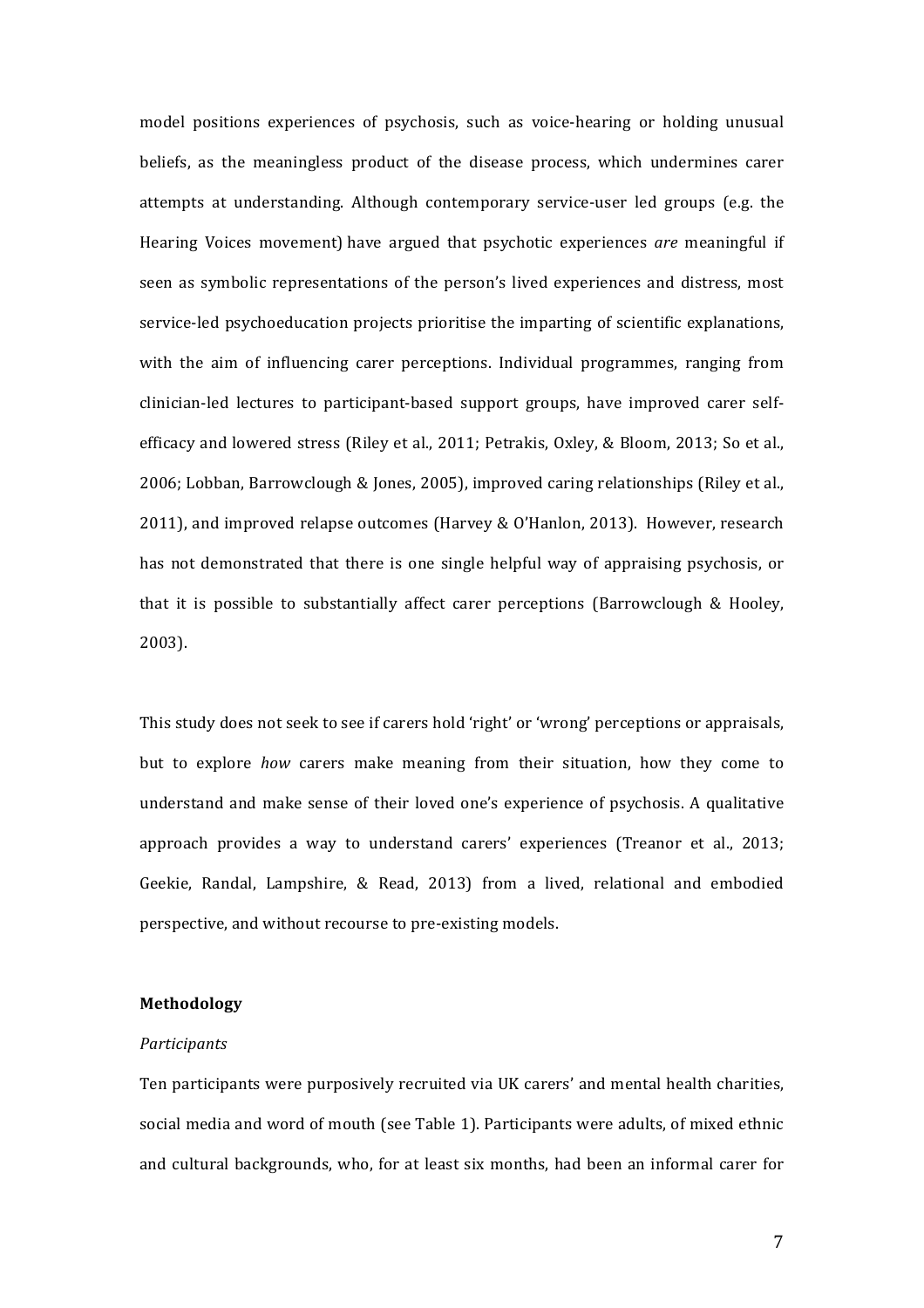model positions experiences of psychosis, such as voice-hearing or holding unusual beliefs, as the meaningless product of the disease process, which undermines carer attempts at understanding. Although contemporary service-user led groups (e.g. the Hearing Voices movement) have argued that psychotic experiences *are* meaningful if seen as symbolic representations of the person's lived experiences and distress, most service-led psychoeducation projects prioritise the imparting of scientific explanations, with the aim of influencing carer perceptions. Individual programmes, ranging from clinician-led lectures to participant-based support groups, have improved carer self-efficacy and lowered stress (Riley et al., 2011; Petrakis, Oxley, & Bloom, 2013; So et al., 2006; Lobban, Barrowclough & Jones, 2005), improved caring relationships (Riley et al., 2011), and improved relapse outcomes (Harvey & O'Hanlon, 2013). However, research has not demonstrated that there is one single helpful way of appraising psychosis, or that it is possible to substantially affect carer perceptions (Barrowclough & Hooley, 2003).

This study does not seek to see if carers hold 'right' or 'wrong' perceptions or appraisals, but to explore *how* carers make meaning from their situation, how they come to understand and make sense of their loved one's experience of psychosis. A qualitative approach provides a way to understand carers' experiences (Treanor et al., 2013; Geekie, Randal, Lampshire, & Read, 2013) from a lived, relational and embodied perspective, and without recourse to pre-existing models.

**Methodology**

*Participants*

Ten participants were purposively recruited via UK carers' and mental health charities, social media and word of mouth (see Table 1). Participants were adults, of mixed ethnic and cultural backgrounds, who, for at least six months, had been an informal carer for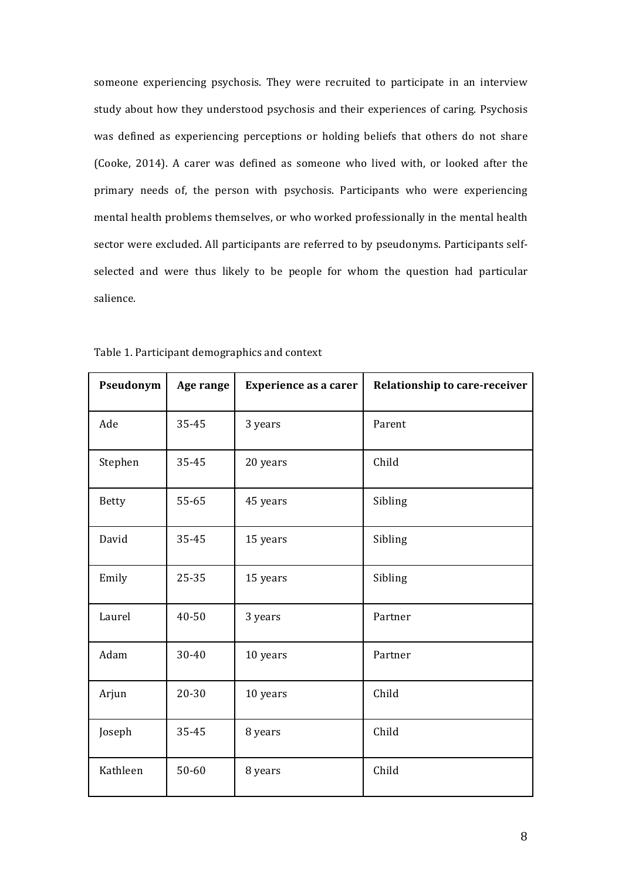someone experiencing psychosis. They were recruited to participate in an interview study about how they understood psychosis and their experiences of caring. Psychosis was defined as experiencing perceptions or holding beliefs that others do not share (Cooke, 2014). A carer was defined as someone who lived with, or looked after the primary needs of, the person with psychosis. Participants who were experiencing mental health problems themselves, or who worked professionally in the mental health sector were excluded. All participants are referred to by pseudonyms. Participants self-selected and were thus likely to be people for whom the question had particular salience.

Table 1. Participant demographics and context

| Pseudonym | Age range | Experience as a carer | Relationship to care-receiver |
|---|---|---|---|
| Ade | 35-45 | 3 years | Parent |
| Stephen | 35-45 | 20 years | Child |
| Betty | 55-65 | 45 years | Sibling |
| David | 35-45 | 15 years | Sibling |
| Emily | 25-35 | 15 years | Sibling |
| Laurel | 40-50 | 3 years | Partner |
| Adam | 30-40 | 10 years | Partner |
| Arjun | 20-30 | 10 years | Child |
| Joseph | 35-45 | 8 years | Child |
| Kathleen | 50-60 | 8 years | Child |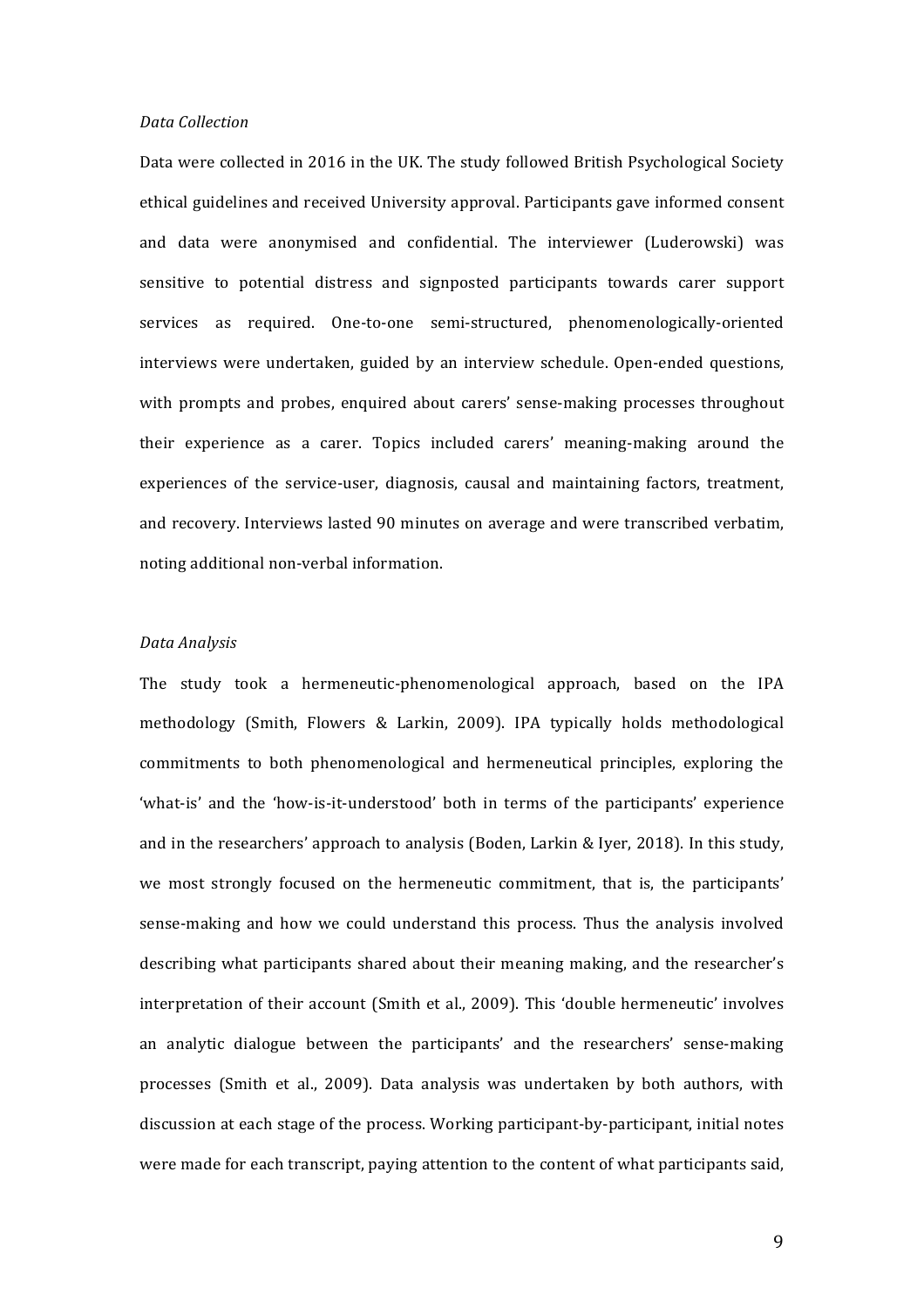*Data Collection*

Data were collected in 2016 in the UK. The study followed British Psychological Society ethical guidelines and received University approval. Participants gave informed consent and data were anonymised and confidential. The interviewer (Luderowski) was sensitive to potential distress and signposted participants towards carer support services as required. One-to-one semi-structured, phenomenologically-oriented interviews were undertaken, guided by an interview schedule. Open-ended questions, with prompts and probes, enquired about carers' sense-making processes throughout their experience as a carer. Topics included carers' meaning-making around the experiences of the service-user, diagnosis, causal and maintaining factors, treatment, and recovery. Interviews lasted 90 minutes on average and were transcribed verbatim, noting additional non-verbal information.

*Data Analysis*

The study took a hermeneutic-phenomenological approach, based on the IPA methodology (Smith, Flowers & Larkin, 2009). IPA typically holds methodological commitments to both phenomenological and hermeneutical principles, exploring the 'what-is' and the 'how-is-it-understood' both in terms of the participants' experience and in the researchers' approach to analysis (Boden, Larkin & Iyer, 2018). In this study, we most strongly focused on the hermeneutic commitment, that is, the participants' sense-making and how we could understand this process. Thus the analysis involved describing what participants shared about their meaning making, and the researcher's interpretation of their account (Smith et al., 2009). This 'double hermeneutic' involves an analytic dialogue between the participants' and the researchers' sense-making processes (Smith et al., 2009). Data analysis was undertaken by both authors, with discussion at each stage of the process. Working participant-by-participant, initial notes were made for each transcript, paying attention to the content of what participants said,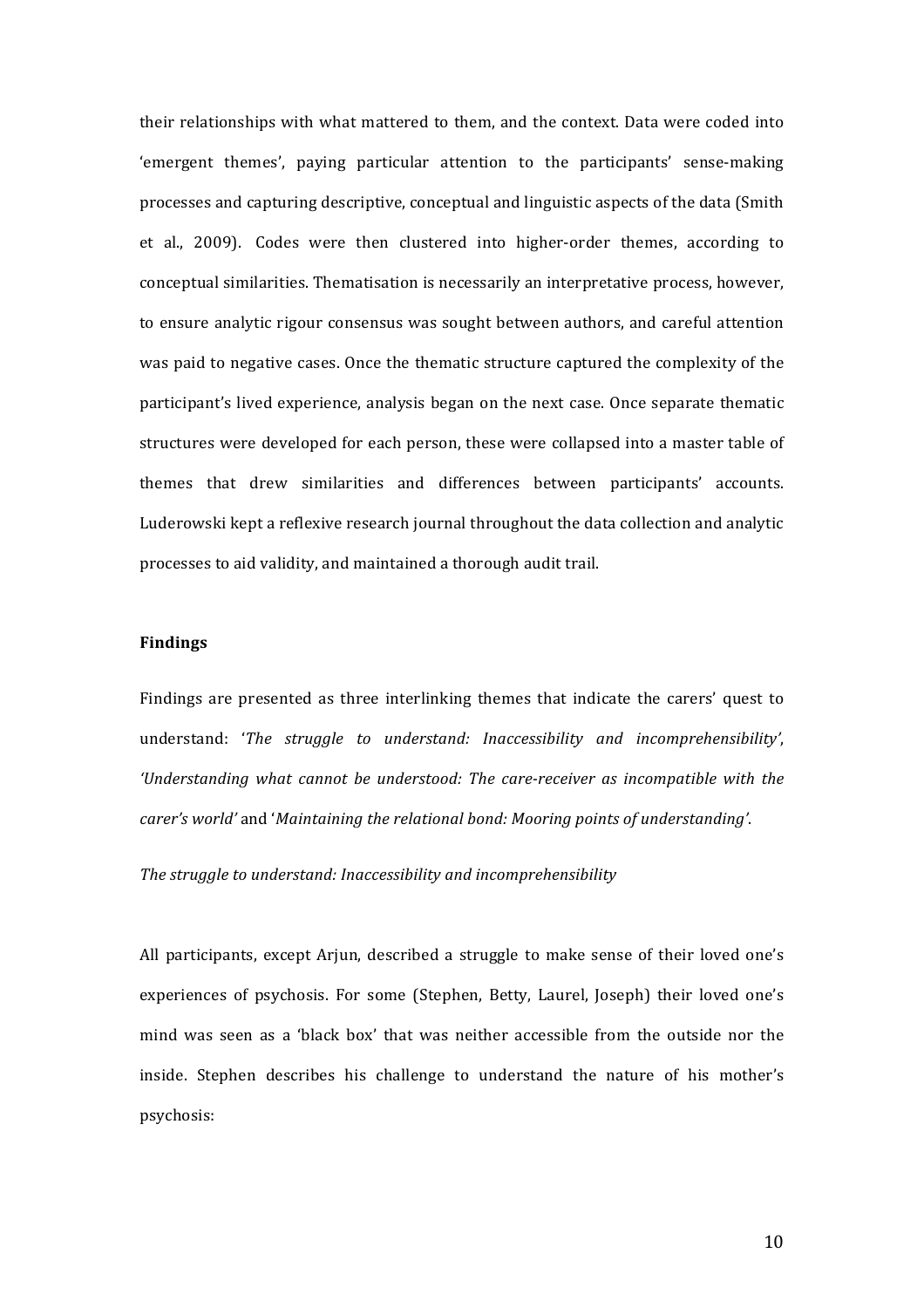their relationships with what mattered to them, and the context. Data were coded into 'emergent themes', paying particular attention to the participants' sense-making processes and capturing descriptive, conceptual and linguistic aspects of the data (Smith et al., 2009). Codes were then clustered into higher-order themes, according to conceptual similarities. Thematisation is necessarily an interpretative process, however, to ensure analytic rigour consensus was sought between authors, and careful attention was paid to negative cases. Once the thematic structure captured the complexity of the participant's lived experience, analysis began on the next case. Once separate thematic structures were developed for each person, these were collapsed into a master table of themes that drew similarities and differences between participants' accounts. Luderowski kept a reflexive research journal throughout the data collection and analytic processes to aid validity, and maintained a thorough audit trail.

## Findings

Findings are presented as three interlinking themes that indicate the carers' quest to understand: '*The struggle to understand: Inaccessibility and incomprehensibility*', *'Understanding what cannot be understood: The care-receiver as incompatible with the carer's world'* and '*Maintaining the relational bond: Mooring points of understanding'*.

### *The struggle to understand: Inaccessibility and incomprehensibility*

All participants, except Arjun, described a struggle to make sense of their loved one's experiences of psychosis. For some (Stephen, Betty, Laurel, Joseph) their loved one's mind was seen as a 'black box' that was neither accessible from the outside nor the inside. Stephen describes his challenge to understand the nature of his mother's psychosis: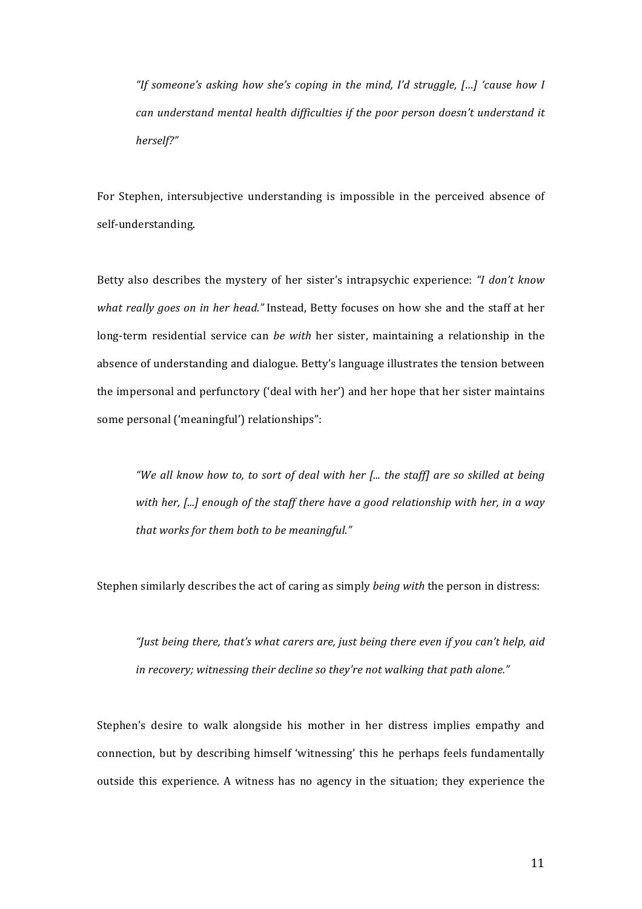> *"If someone's asking how she's coping in the mind, I'd struggle, […] 'cause how I can understand mental health difficulties if the poor person doesn't understand it herself?"*

For Stephen, intersubjective understanding is impossible in the perceived absence of self-understanding.

Betty also describes the mystery of her sister's intrapsychic experience: *"I don't know what really goes on in her head."* Instead, Betty focuses on how she and the staff at her long-term residential service can *be with* her sister, maintaining a relationship in the absence of understanding and dialogue. Betty's language illustrates the tension between the impersonal and perfunctory ('deal with her') and her hope that her sister maintains some personal ('meaningful') relationships":

> *"We all know how to, to sort of deal with her [... the staff] are so skilled at being with her, [...] enough of the staff there have a good relationship with her, in a way that works for them both to be meaningful."*

Stephen similarly describes the act of caring as simply *being with* the person in distress:

> *"Just being there, that's what carers are, just being there even if you can't help, aid in recovery; witnessing their decline so they're not walking that path alone."*

Stephen's desire to walk alongside his mother in her distress implies empathy and connection, but by describing himself 'witnessing' this he perhaps feels fundamentally outside this experience. A witness has no agency in the situation; they experience the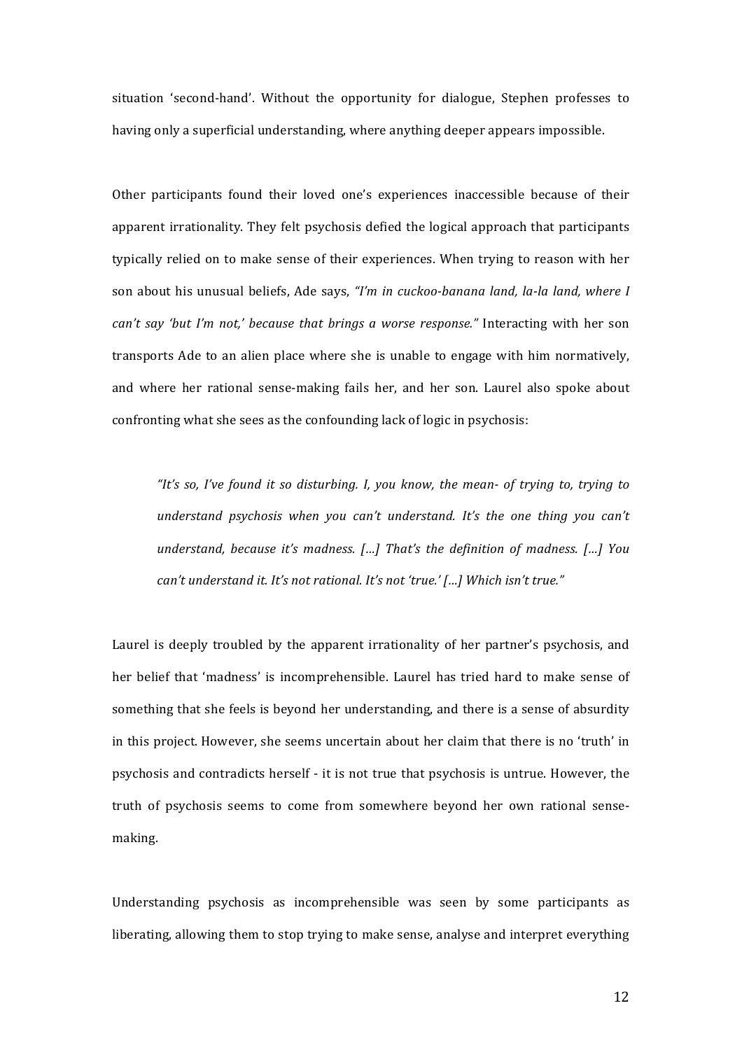situation 'second-hand'. Without the opportunity for dialogue, Stephen professes to having only a superficial understanding, where anything deeper appears impossible.

Other participants found their loved one's experiences inaccessible because of their apparent irrationality. They felt psychosis defied the logical approach that participants typically relied on to make sense of their experiences. When trying to reason with her son about his unusual beliefs, Ade says, *"I'm in cuckoo-banana land, la-la land, where I can't say 'but I'm not,' because that brings a worse response."* Interacting with her son transports Ade to an alien place where she is unable to engage with him normatively, and where her rational sense-making fails her, and her son. Laurel also spoke about confronting what she sees as the confounding lack of logic in psychosis:

> *"It's so, I've found it so disturbing. I, you know, the mean- of trying to, trying to understand psychosis when you can't understand. It's the one thing you can't understand, because it's madness. […] That's the definition of madness. […] You can't understand it. It's not rational. It's not 'true.' […] Which isn't true."*

Laurel is deeply troubled by the apparent irrationality of her partner's psychosis, and her belief that 'madness' is incomprehensible. Laurel has tried hard to make sense of something that she feels is beyond her understanding, and there is a sense of absurdity in this project. However, she seems uncertain about her claim that there is no 'truth' in psychosis and contradicts herself - it is not true that psychosis is untrue. However, the truth of psychosis seems to come from somewhere beyond her own rational sense-making.

Understanding psychosis as incomprehensible was seen by some participants as liberating, allowing them to stop trying to make sense, analyse and interpret everything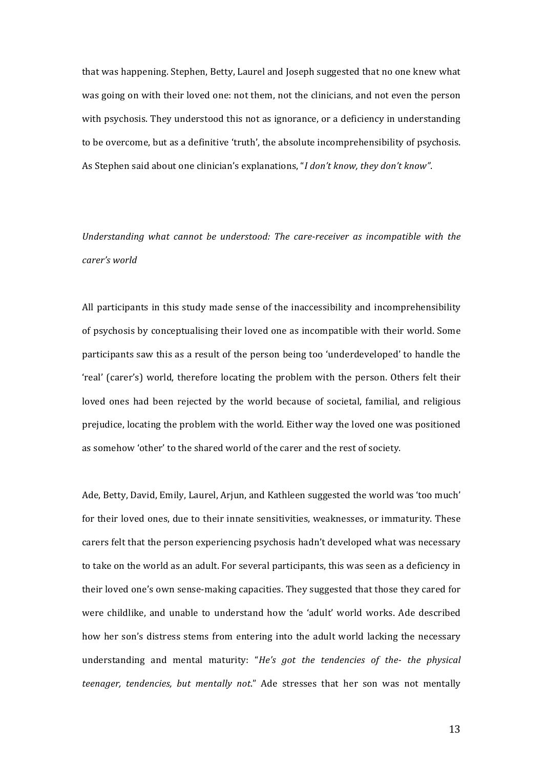that was happening. Stephen, Betty, Laurel and Joseph suggested that no one knew what was going on with their loved one: not them, not the clinicians, and not even the person with psychosis. They understood this not as ignorance, or a deficiency in understanding to be overcome, but as a definitive 'truth', the absolute incomprehensibility of psychosis. As Stephen said about one clinician's explanations, "*I don't know, they don't know"*.

*Understanding what cannot be understood: The care-receiver as incompatible with the carer's world*

All participants in this study made sense of the inaccessibility and incomprehensibility of psychosis by conceptualising their loved one as incompatible with their world. Some participants saw this as a result of the person being too 'underdeveloped' to handle the 'real' (carer's) world, therefore locating the problem with the person. Others felt their loved ones had been rejected by the world because of societal, familial, and religious prejudice, locating the problem with the world. Either way the loved one was positioned as somehow 'other' to the shared world of the carer and the rest of society.

Ade, Betty, David, Emily, Laurel, Arjun, and Kathleen suggested the world was 'too much' for their loved ones, due to their innate sensitivities, weaknesses, or immaturity. These carers felt that the person experiencing psychosis hadn't developed what was necessary to take on the world as an adult. For several participants, this was seen as a deficiency in their loved one's own sense-making capacities. They suggested that those they cared for were childlike, and unable to understand how the 'adult' world works. Ade described how her son's distress stems from entering into the adult world lacking the necessary understanding and mental maturity: "*He's got the tendencies of the- the physical teenager, tendencies, but mentally not*." Ade stresses that her son was not mentally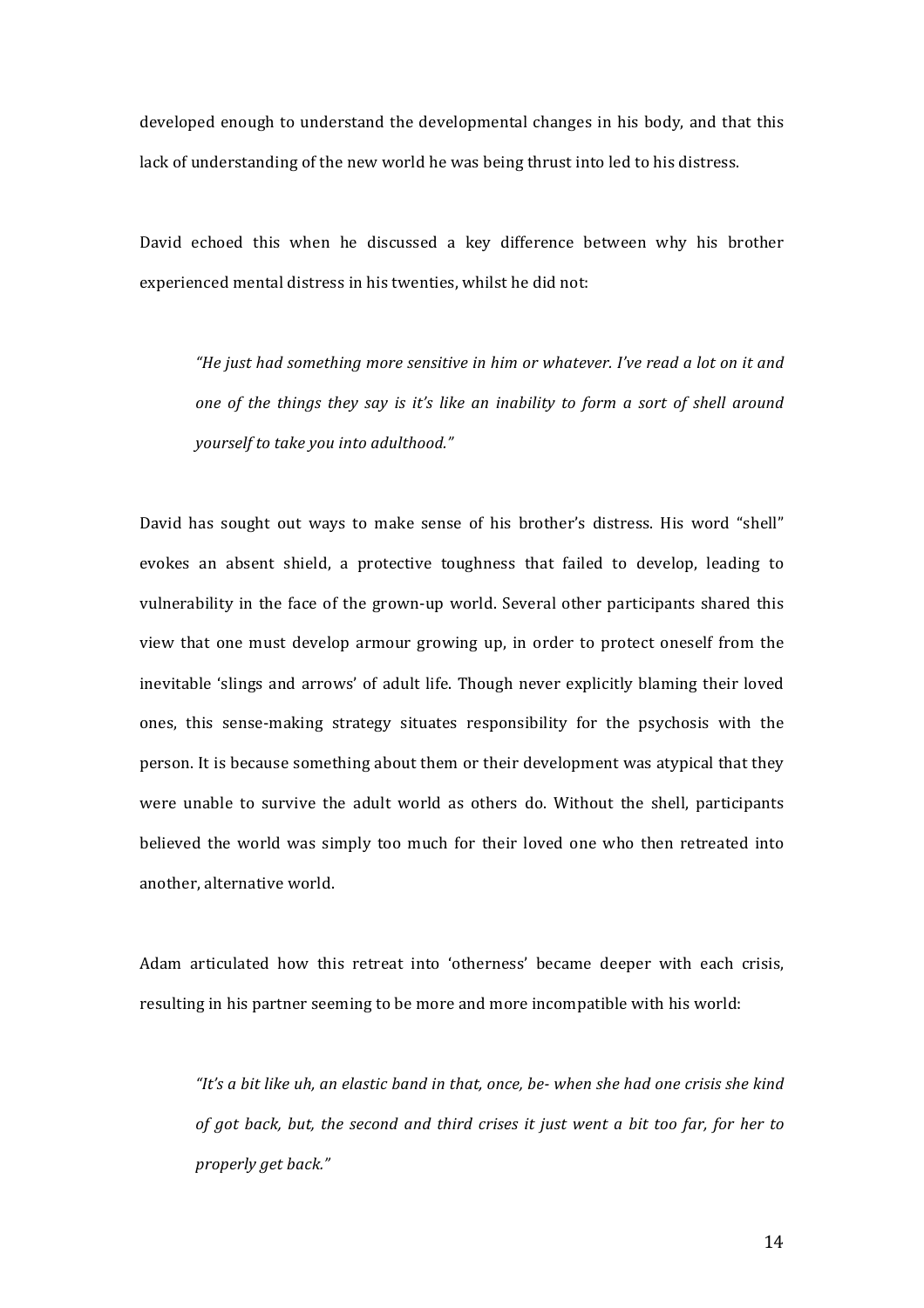developed enough to understand the developmental changes in his body, and that this lack of understanding of the new world he was being thrust into led to his distress.

David echoed this when he discussed a key difference between why his brother experienced mental distress in his twenties, whilst he did not:

> *"He just had something more sensitive in him or whatever. I've read a lot on it and one of the things they say is it's like an inability to form a sort of shell around yourself to take you into adulthood."*

David has sought out ways to make sense of his brother's distress. His word "shell" evokes an absent shield, a protective toughness that failed to develop, leading to vulnerability in the face of the grown-up world. Several other participants shared this view that one must develop armour growing up, in order to protect oneself from the inevitable 'slings and arrows' of adult life. Though never explicitly blaming their loved ones, this sense-making strategy situates responsibility for the psychosis with the person. It is because something about them or their development was atypical that they were unable to survive the adult world as others do. Without the shell, participants believed the world was simply too much for their loved one who then retreated into another, alternative world.

Adam articulated how this retreat into 'otherness' became deeper with each crisis, resulting in his partner seeming to be more and more incompatible with his world:

> *"It's a bit like uh, an elastic band in that, once, be- when she had one crisis she kind of got back, but, the second and third crises it just went a bit too far, for her to properly get back."*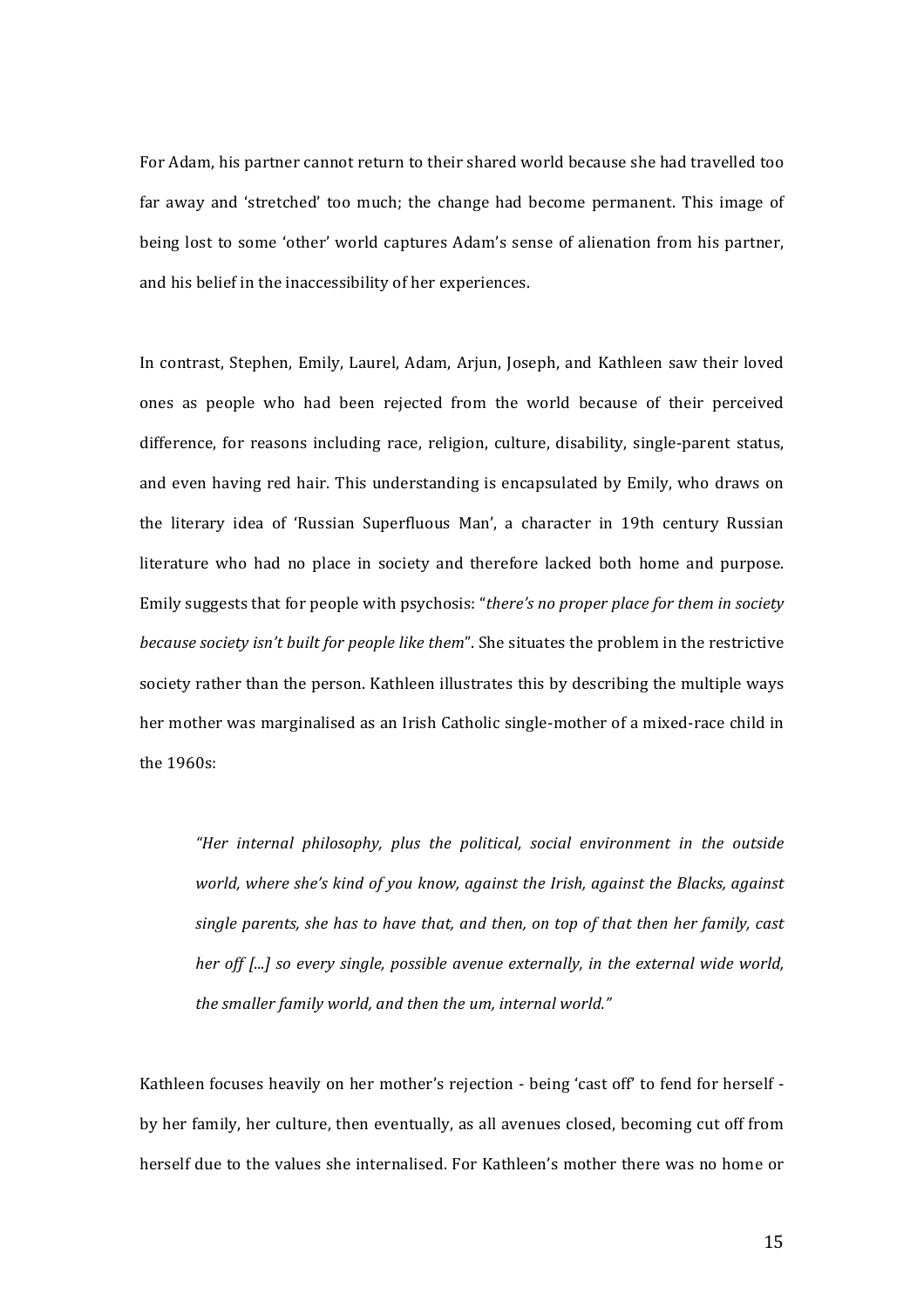For Adam, his partner cannot return to their shared world because she had travelled too far away and 'stretched' too much; the change had become permanent. This image of being lost to some 'other' world captures Adam's sense of alienation from his partner, and his belief in the inaccessibility of her experiences.

In contrast, Stephen, Emily, Laurel, Adam, Arjun, Joseph, and Kathleen saw their loved ones as people who had been rejected from the world because of their perceived difference, for reasons including race, religion, culture, disability, single-parent status, and even having red hair. This understanding is encapsulated by Emily, who draws on the literary idea of 'Russian Superfluous Man', a character in 19th century Russian literature who had no place in society and therefore lacked both home and purpose. Emily suggests that for people with psychosis: "*there's no proper place for them in society because society isn't built for people like them*". She situates the problem in the restrictive society rather than the person. Kathleen illustrates this by describing the multiple ways her mother was marginalised as an Irish Catholic single-mother of a mixed-race child in the 1960s:

> *"Her internal philosophy, plus the political, social environment in the outside world, where she's kind of you know, against the Irish, against the Blacks, against single parents, she has to have that, and then, on top of that then her family, cast her off [...] so every single, possible avenue externally, in the external wide world, the smaller family world, and then the um, internal world."*

Kathleen focuses heavily on her mother's rejection - being 'cast off' to fend for herself - by her family, her culture, then eventually, as all avenues closed, becoming cut off from herself due to the values she internalised. For Kathleen's mother there was no home or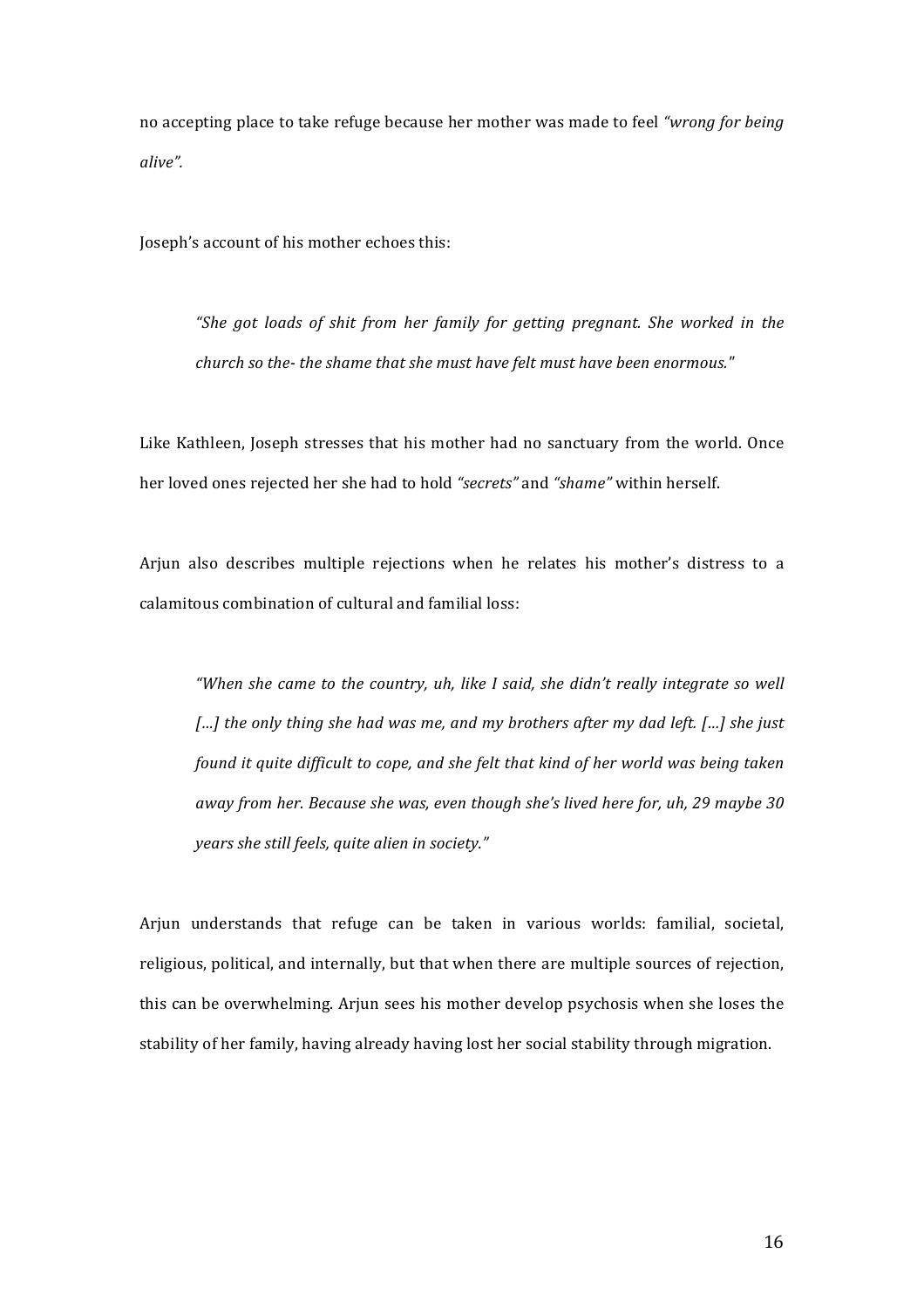no accepting place to take refuge because her mother was made to feel *"wrong for being alive"*.

Joseph's account of his mother echoes this:

> *"She got loads of shit from her family for getting pregnant. She worked in the church so the- the shame that she must have felt must have been enormous."*

Like Kathleen, Joseph stresses that his mother had no sanctuary from the world. Once her loved ones rejected her she had to hold *"secrets"* and *"shame"* within herself.

Arjun also describes multiple rejections when he relates his mother's distress to a calamitous combination of cultural and familial loss:

> *"When she came to the country, uh, like I said, she didn't really integrate so well [...] the only thing she had was me, and my brothers after my dad left. [...] she just found it quite difficult to cope, and she felt that kind of her world was being taken away from her. Because she was, even though she's lived here for, uh, 29 maybe 30 years she still feels, quite alien in society."*

Arjun understands that refuge can be taken in various worlds: familial, societal, religious, political, and internally, but that when there are multiple sources of rejection, this can be overwhelming. Arjun sees his mother develop psychosis when she loses the stability of her family, having already having lost her social stability through migration.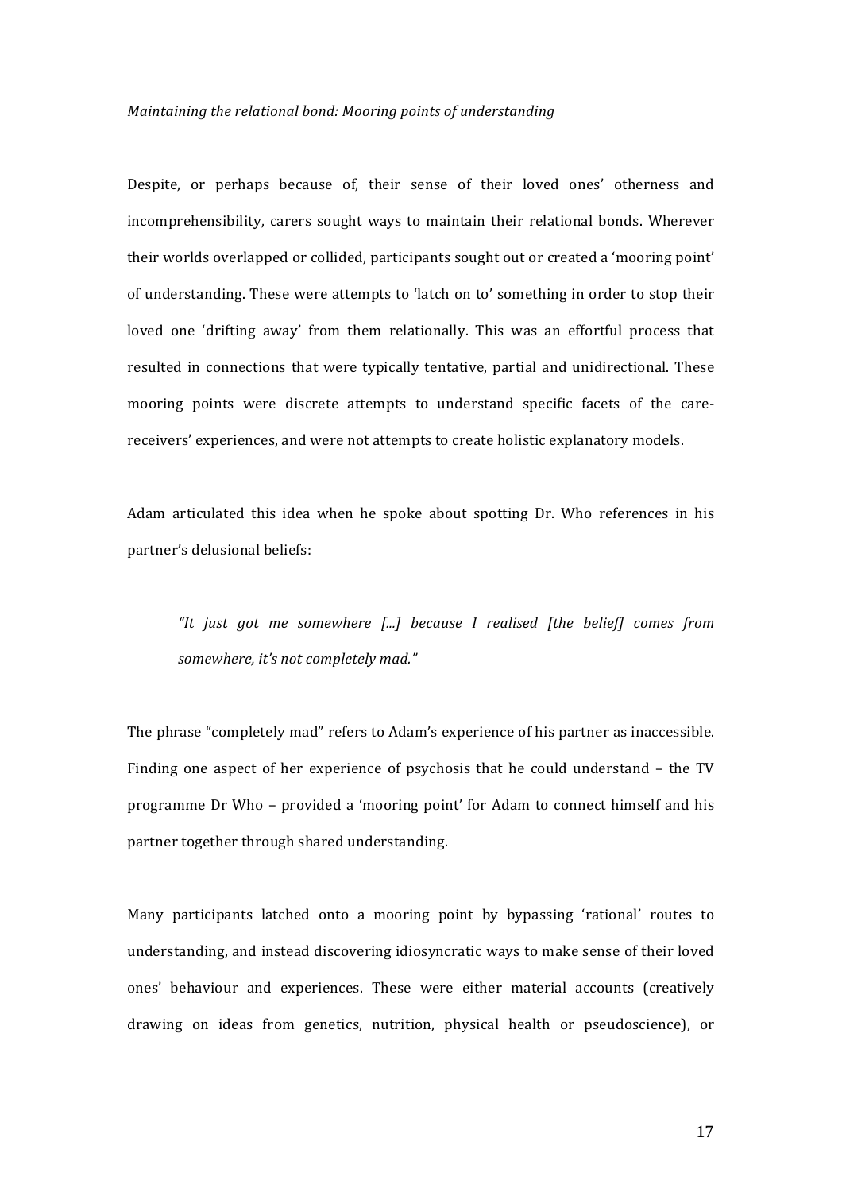*Maintaining the relational bond: Mooring points of understanding*

Despite, or perhaps because of, their sense of their loved ones' otherness and incomprehensibility, carers sought ways to maintain their relational bonds. Wherever their worlds overlapped or collided, participants sought out or created a 'mooring point' of understanding. These were attempts to 'latch on to' something in order to stop their loved one 'drifting away' from them relationally. This was an effortful process that resulted in connections that were typically tentative, partial and unidirectional. These mooring points were discrete attempts to understand specific facets of the care-receivers' experiences, and were not attempts to create holistic explanatory models.

Adam articulated this idea when he spoke about spotting Dr. Who references in his partner's delusional beliefs:

> *"It just got me somewhere [...] because I realised [the belief] comes from somewhere, it's not completely mad."*

The phrase "completely mad" refers to Adam's experience of his partner as inaccessible. Finding one aspect of her experience of psychosis that he could understand – the TV programme Dr Who – provided a 'mooring point' for Adam to connect himself and his partner together through shared understanding.

Many participants latched onto a mooring point by bypassing 'rational' routes to understanding, and instead discovering idiosyncratic ways to make sense of their loved ones' behaviour and experiences. These were either material accounts (creatively drawing on ideas from genetics, nutrition, physical health or pseudoscience), or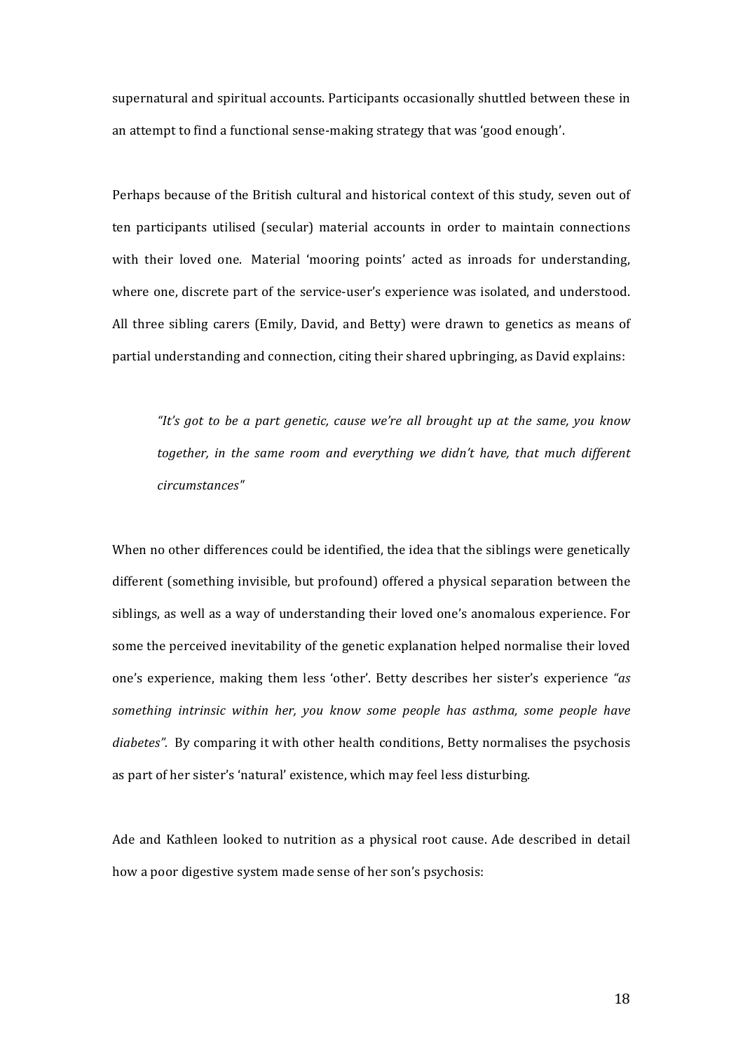supernatural and spiritual accounts. Participants occasionally shuttled between these in an attempt to find a functional sense-making strategy that was 'good enough'.

Perhaps because of the British cultural and historical context of this study, seven out of ten participants utilised (secular) material accounts in order to maintain connections with their loved one. Material 'mooring points' acted as inroads for understanding, where one, discrete part of the service-user's experience was isolated, and understood. All three sibling carers (Emily, David, and Betty) were drawn to genetics as means of partial understanding and connection, citing their shared upbringing, as David explains:

> *"It's got to be a part genetic, cause we're all brought up at the same, you know together, in the same room and everything we didn't have, that much different circumstances"*

When no other differences could be identified, the idea that the siblings were genetically different (something invisible, but profound) offered a physical separation between the siblings, as well as a way of understanding their loved one's anomalous experience. For some the perceived inevitability of the genetic explanation helped normalise their loved one's experience, making them less 'other'. Betty describes her sister's experience *"as something intrinsic within her, you know some people has asthma, some people have diabetes".* By comparing it with other health conditions, Betty normalises the psychosis as part of her sister's 'natural' existence, which may feel less disturbing.

Ade and Kathleen looked to nutrition as a physical root cause. Ade described in detail how a poor digestive system made sense of her son's psychosis: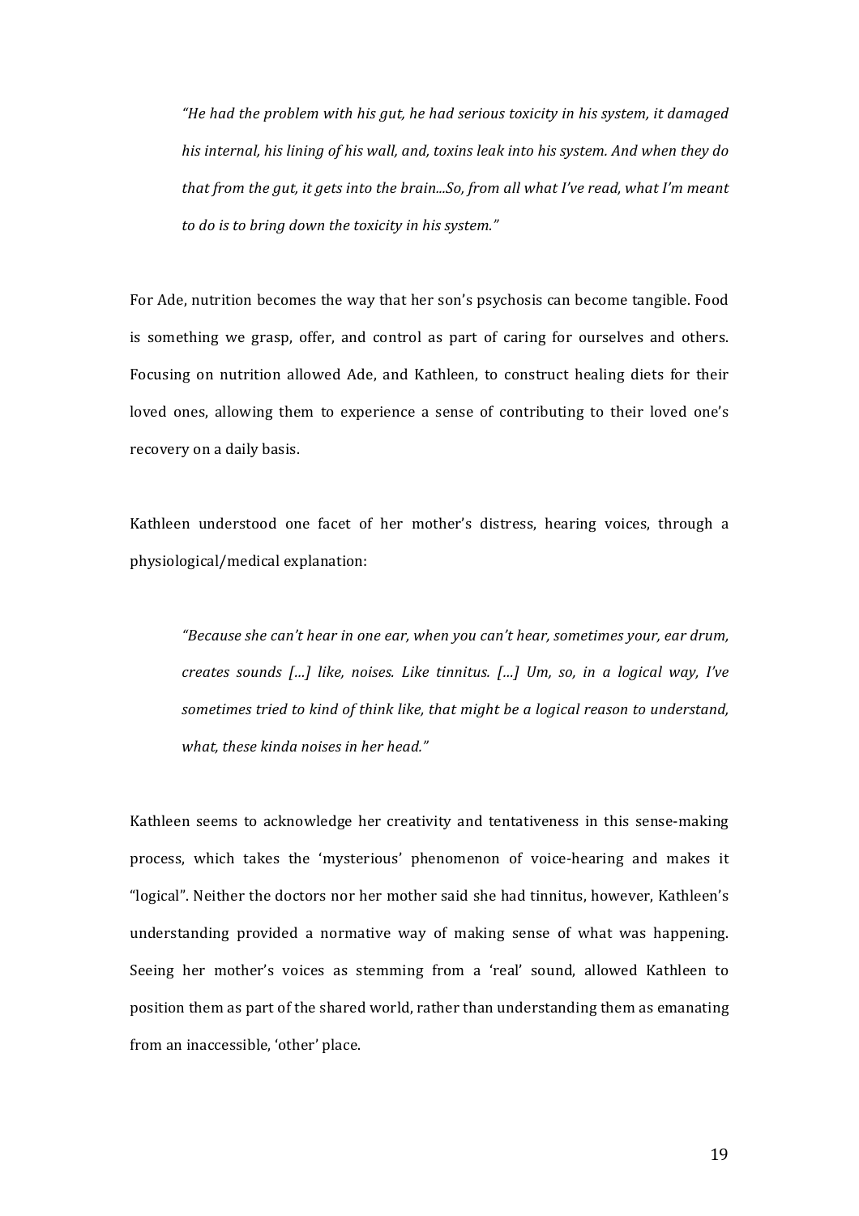> *"He had the problem with his gut, he had serious toxicity in his system, it damaged his internal, his lining of his wall, and, toxins leak into his system. And when they do that from the gut, it gets into the brain...So, from all what I've read, what I'm meant to do is to bring down the toxicity in his system."*

For Ade, nutrition becomes the way that her son's psychosis can become tangible. Food is something we grasp, offer, and control as part of caring for ourselves and others. Focusing on nutrition allowed Ade, and Kathleen, to construct healing diets for their loved ones, allowing them to experience a sense of contributing to their loved one's recovery on a daily basis.

Kathleen understood one facet of her mother's distress, hearing voices, through a physiological/medical explanation:

> *"Because she can't hear in one ear, when you can't hear, sometimes your, ear drum, creates sounds […] like, noises. Like tinnitus. […] Um, so, in a logical way, I've sometimes tried to kind of think like, that might be a logical reason to understand, what, these kinda noises in her head."*

Kathleen seems to acknowledge her creativity and tentativeness in this sense-making process, which takes the 'mysterious' phenomenon of voice-hearing and makes it "logical". Neither the doctors nor her mother said she had tinnitus, however, Kathleen's understanding provided a normative way of making sense of what was happening. Seeing her mother's voices as stemming from a 'real' sound, allowed Kathleen to position them as part of the shared world, rather than understanding them as emanating from an inaccessible, 'other' place.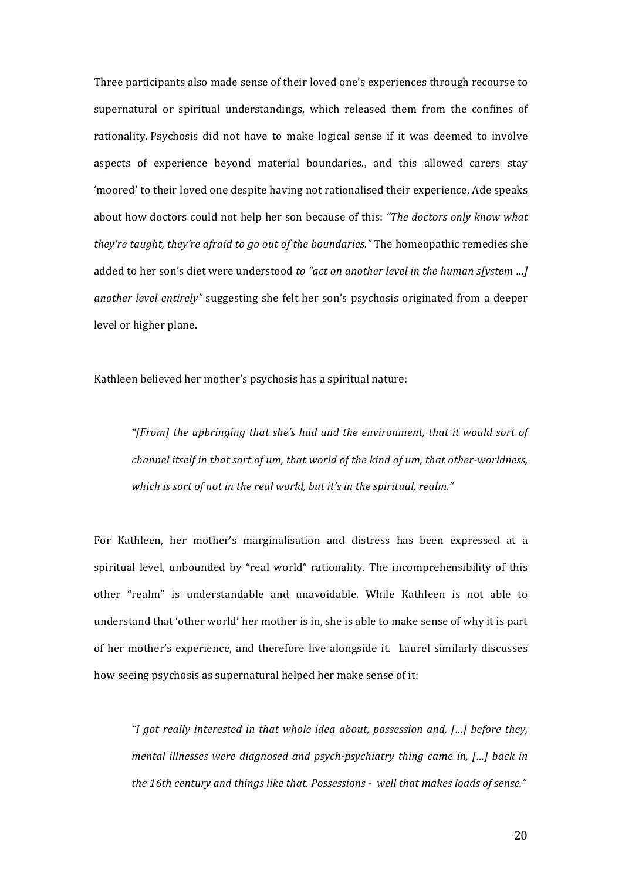Three participants also made sense of their loved one's experiences through recourse to supernatural or spiritual understandings, which released them from the confines of rationality. Psychosis did not have to make logical sense if it was deemed to involve aspects of experience beyond material boundaries., and this allowed carers stay 'moored' to their loved one despite having not rationalised their experience. Ade speaks about how doctors could not help her son because of this: *"The doctors only know what they're taught, they're afraid to go out of the boundaries."* The homeopathic remedies she added to her son's diet were understood *to "act on another level in the human s[ystem …] another level entirely"* suggesting she felt her son's psychosis originated from a deeper level or higher plane.

Kathleen believed her mother's psychosis has a spiritual nature:

> *"[From] the upbringing that she's had and the environment, that it would sort of channel itself in that sort of um, that world of the kind of um, that other-worldness, which is sort of not in the real world, but it's in the spiritual, realm."*

For Kathleen, her mother's marginalisation and distress has been expressed at a spiritual level, unbounded by "real world" rationality. The incomprehensibility of this other "realm" is understandable and unavoidable. While Kathleen is not able to understand that 'other world' her mother is in, she is able to make sense of why it is part of her mother's experience, and therefore live alongside it. Laurel similarly discusses how seeing psychosis as supernatural helped her make sense of it:

> *"I got really interested in that whole idea about, possession and, […] before they, mental illnesses were diagnosed and psych-psychiatry thing came in, […] back in the 16th century and things like that. Possessions - well that makes loads of sense."*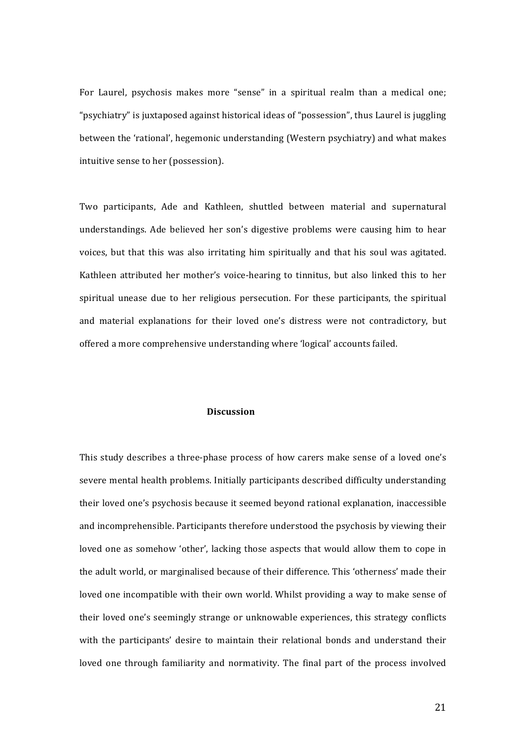For Laurel, psychosis makes more "sense" in a spiritual realm than a medical one; "psychiatry" is juxtaposed against historical ideas of "possession", thus Laurel is juggling between the 'rational', hegemonic understanding (Western psychiatry) and what makes intuitive sense to her (possession).

Two participants, Ade and Kathleen, shuttled between material and supernatural understandings. Ade believed her son's digestive problems were causing him to hear voices, but that this was also irritating him spiritually and that his soul was agitated. Kathleen attributed her mother's voice-hearing to tinnitus, but also linked this to her spiritual unease due to her religious persecution. For these participants, the spiritual and material explanations for their loved one's distress were not contradictory, but offered a more comprehensive understanding where 'logical' accounts failed.

## Discussion

This study describes a three-phase process of how carers make sense of a loved one's severe mental health problems. Initially participants described difficulty understanding their loved one's psychosis because it seemed beyond rational explanation, inaccessible and incomprehensible. Participants therefore understood the psychosis by viewing their loved one as somehow 'other', lacking those aspects that would allow them to cope in the adult world, or marginalised because of their difference. This 'otherness' made their loved one incompatible with their own world. Whilst providing a way to make sense of their loved one's seemingly strange or unknowable experiences, this strategy conflicts with the participants' desire to maintain their relational bonds and understand their loved one through familiarity and normativity. The final part of the process involved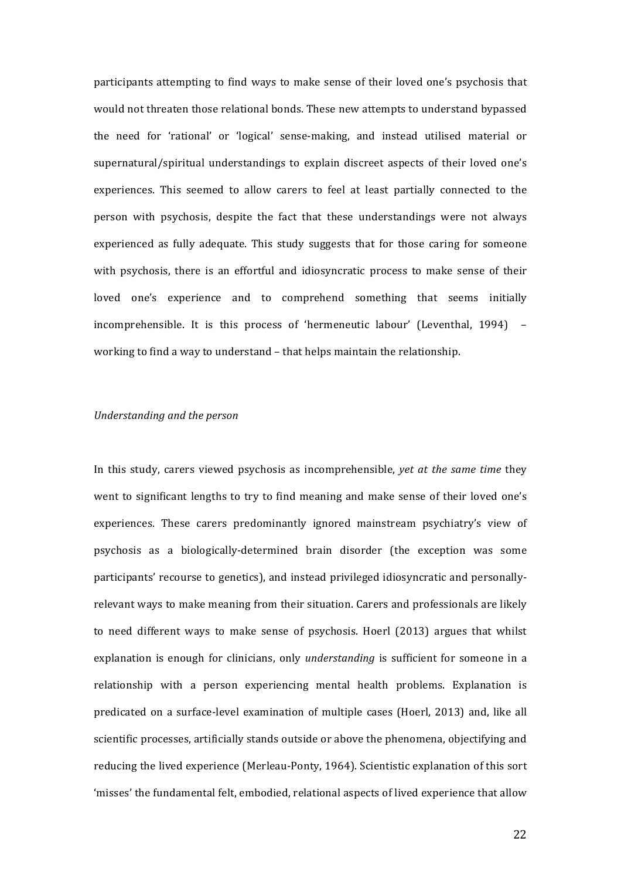participants attempting to find ways to make sense of their loved one's psychosis that would not threaten those relational bonds. These new attempts to understand bypassed the need for 'rational' or 'logical' sense-making, and instead utilised material or supernatural/spiritual understandings to explain discreet aspects of their loved one's experiences. This seemed to allow carers to feel at least partially connected to the person with psychosis, despite the fact that these understandings were not always experienced as fully adequate. This study suggests that for those caring for someone with psychosis, there is an effortful and idiosyncratic process to make sense of their loved one's experience and to comprehend something that seems initially incomprehensible. It is this process of 'hermeneutic labour' (Leventhal, 1994) – working to find a way to understand – that helps maintain the relationship.

*Understanding and the person*

In this study, carers viewed psychosis as incomprehensible, *yet at the same time* they went to significant lengths to try to find meaning and make sense of their loved one's experiences. These carers predominantly ignored mainstream psychiatry's view of psychosis as a biologically-determined brain disorder (the exception was some participants' recourse to genetics), and instead privileged idiosyncratic and personally-relevant ways to make meaning from their situation. Carers and professionals are likely to need different ways to make sense of psychosis. Hoerl (2013) argues that whilst explanation is enough for clinicians, only *understanding* is sufficient for someone in a relationship with a person experiencing mental health problems. Explanation is predicated on a surface-level examination of multiple cases (Hoerl, 2013) and, like all scientific processes, artificially stands outside or above the phenomena, objectifying and reducing the lived experience (Merleau-Ponty, 1964). Scientistic explanation of this sort 'misses' the fundamental felt, embodied, relational aspects of lived experience that allow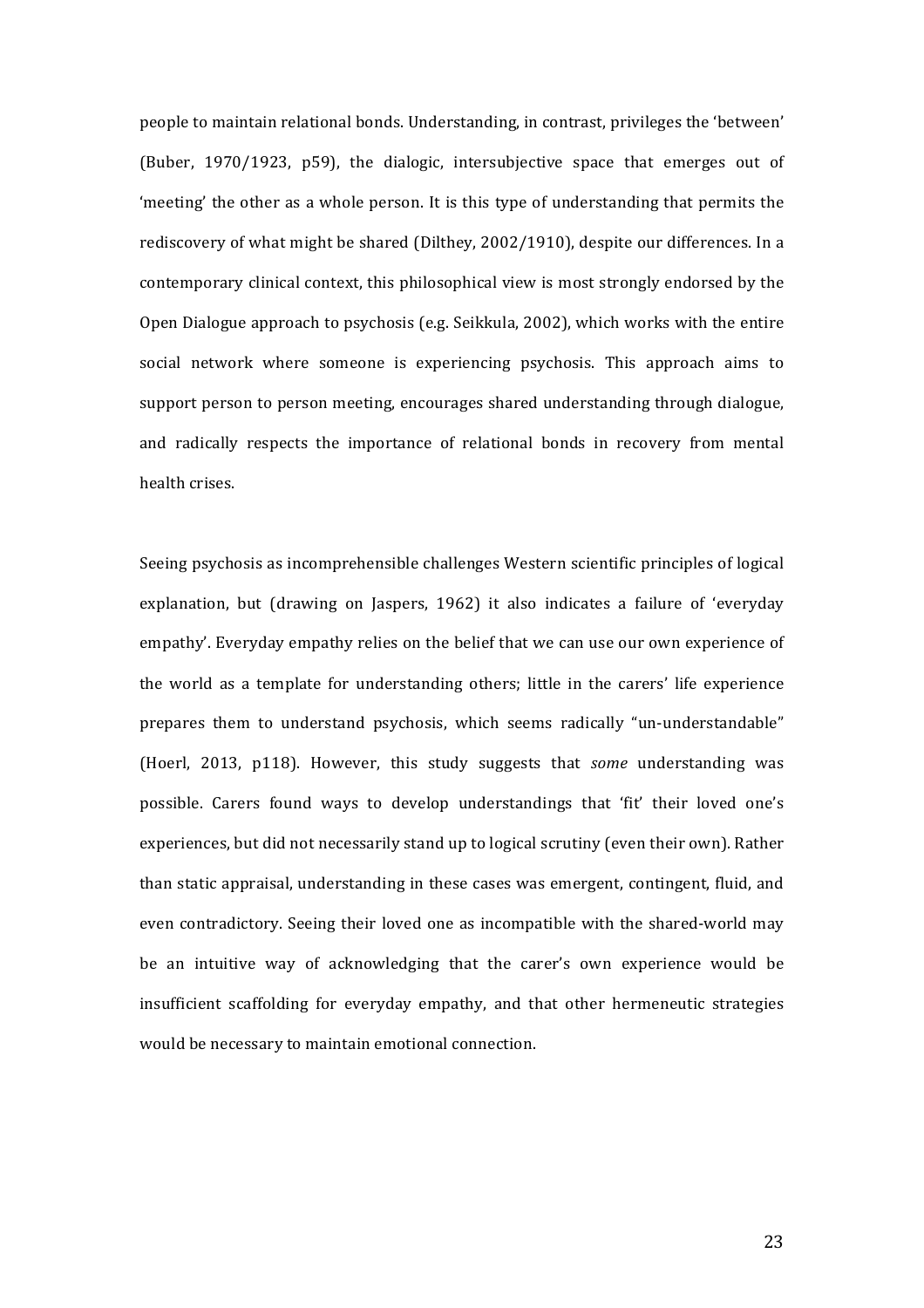people to maintain relational bonds. Understanding, in contrast, privileges the 'between' (Buber, 1970/1923, p59), the dialogic, intersubjective space that emerges out of 'meeting' the other as a whole person. It is this type of understanding that permits the rediscovery of what might be shared (Dilthey, 2002/1910), despite our differences. In a contemporary clinical context, this philosophical view is most strongly endorsed by the Open Dialogue approach to psychosis (e.g. Seikkula, 2002), which works with the entire social network where someone is experiencing psychosis. This approach aims to support person to person meeting, encourages shared understanding through dialogue, and radically respects the importance of relational bonds in recovery from mental health crises.

Seeing psychosis as incomprehensible challenges Western scientific principles of logical explanation, but (drawing on Jaspers, 1962) it also indicates a failure of 'everyday empathy'. Everyday empathy relies on the belief that we can use our own experience of the world as a template for understanding others; little in the carers' life experience prepares them to understand psychosis, which seems radically "un-understandable" (Hoerl, 2013, p118). However, this study suggests that *some* understanding was possible. Carers found ways to develop understandings that 'fit' their loved one's experiences, but did not necessarily stand up to logical scrutiny (even their own). Rather than static appraisal, understanding in these cases was emergent, contingent, fluid, and even contradictory. Seeing their loved one as incompatible with the shared-world may be an intuitive way of acknowledging that the carer's own experience would be insufficient scaffolding for everyday empathy, and that other hermeneutic strategies would be necessary to maintain emotional connection.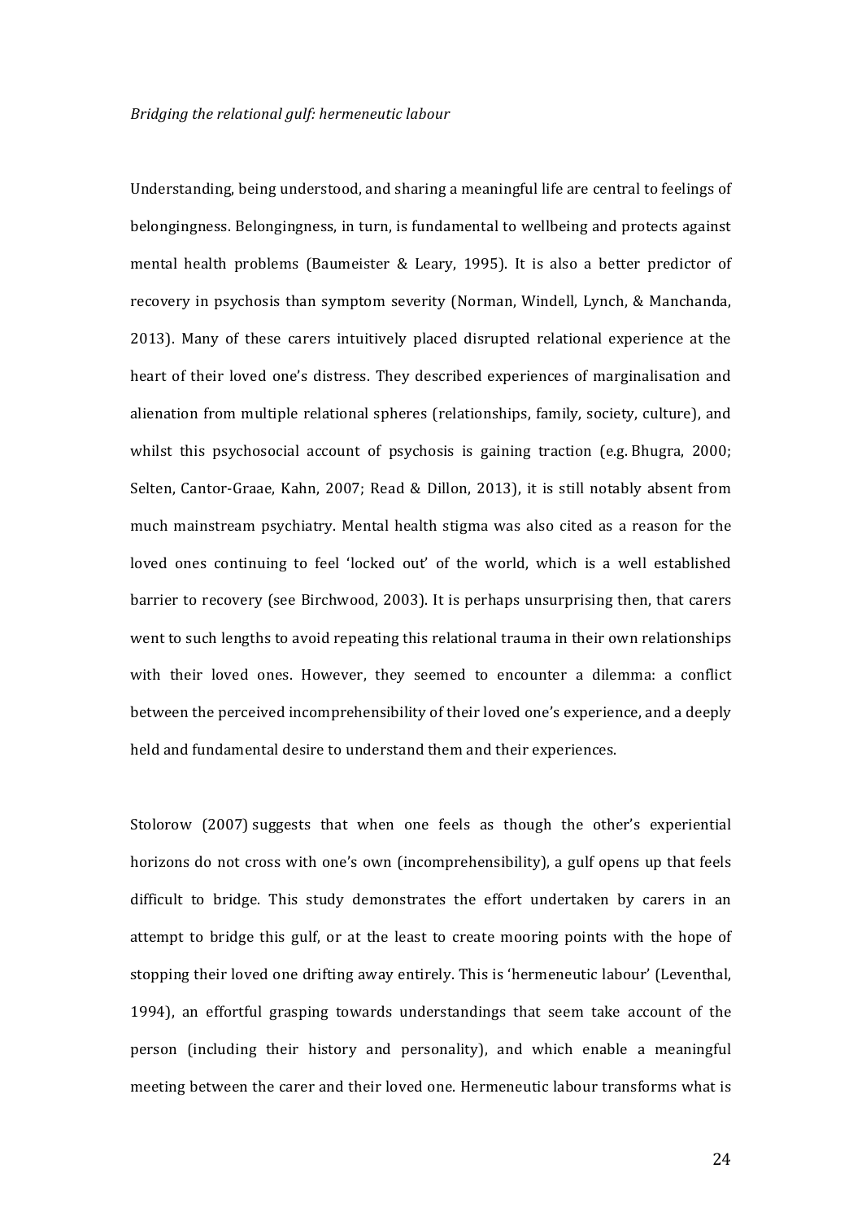*Bridging the relational gulf: hermeneutic labour*

Understanding, being understood, and sharing a meaningful life are central to feelings of belongingness. Belongingness, in turn, is fundamental to wellbeing and protects against mental health problems (Baumeister & Leary, 1995). It is also a better predictor of recovery in psychosis than symptom severity (Norman, Windell, Lynch, & Manchanda, 2013). Many of these carers intuitively placed disrupted relational experience at the heart of their loved one's distress. They described experiences of marginalisation and alienation from multiple relational spheres (relationships, family, society, culture), and whilst this psychosocial account of psychosis is gaining traction (e.g. Bhugra, 2000; Selten, Cantor-Graae, Kahn, 2007; Read & Dillon, 2013), it is still notably absent from much mainstream psychiatry. Mental health stigma was also cited as a reason for the loved ones continuing to feel 'locked out' of the world, which is a well established barrier to recovery (see Birchwood, 2003). It is perhaps unsurprising then, that carers went to such lengths to avoid repeating this relational trauma in their own relationships with their loved ones. However, they seemed to encounter a dilemma: a conflict between the perceived incomprehensibility of their loved one's experience, and a deeply held and fundamental desire to understand them and their experiences.

Stolorow (2007) suggests that when one feels as though the other's experiential horizons do not cross with one's own (incomprehensibility), a gulf opens up that feels difficult to bridge. This study demonstrates the effort undertaken by carers in an attempt to bridge this gulf, or at the least to create mooring points with the hope of stopping their loved one drifting away entirely. This is 'hermeneutic labour' (Leventhal, 1994), an effortful grasping towards understandings that seem take account of the person (including their history and personality), and which enable a meaningful meeting between the carer and their loved one. Hermeneutic labour transforms what is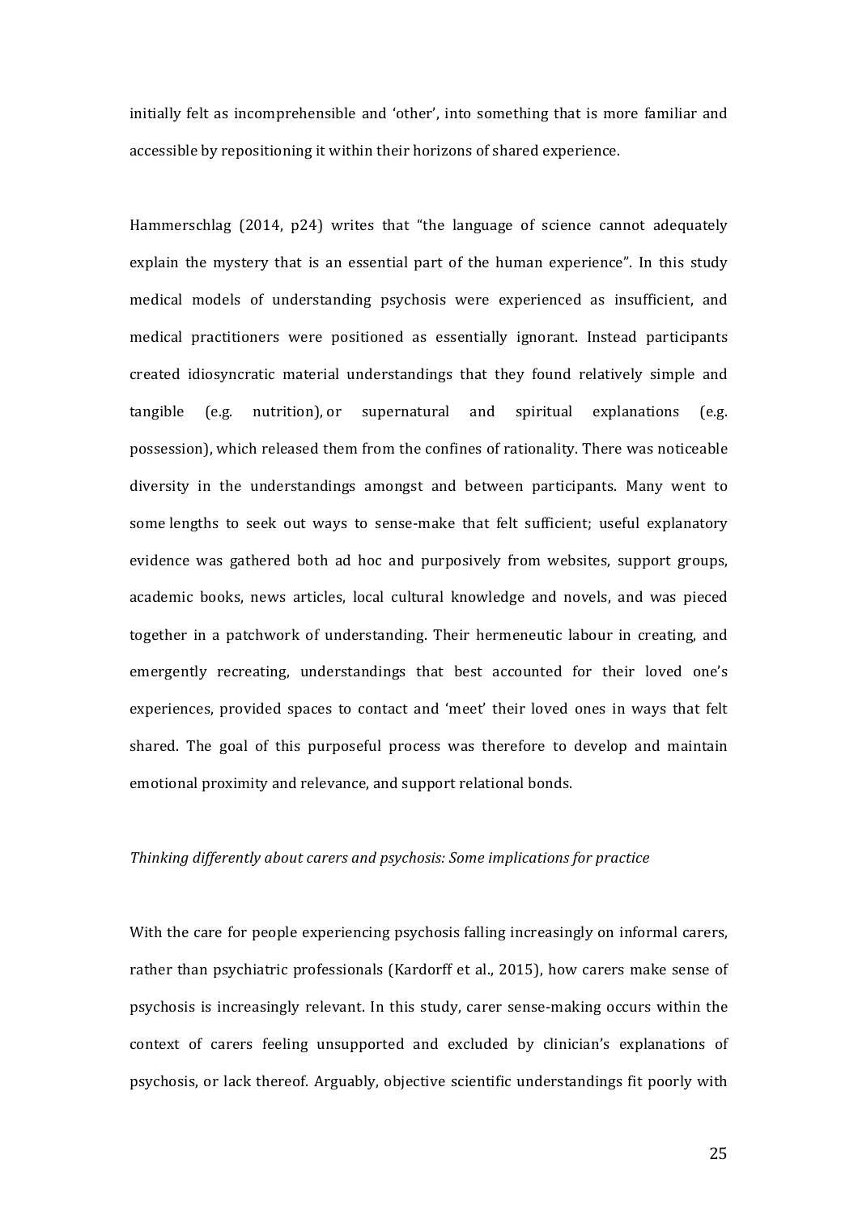initially felt as incomprehensible and 'other', into something that is more familiar and accessible by repositioning it within their horizons of shared experience.

Hammerschlag (2014, p24) writes that "the language of science cannot adequately explain the mystery that is an essential part of the human experience". In this study medical models of understanding psychosis were experienced as insufficient, and medical practitioners were positioned as essentially ignorant. Instead participants created idiosyncratic material understandings that they found relatively simple and tangible (e.g. nutrition), or supernatural and spiritual explanations (e.g. possession), which released them from the confines of rationality. There was noticeable diversity in the understandings amongst and between participants. Many went to some lengths to seek out ways to sense-make that felt sufficient; useful explanatory evidence was gathered both ad hoc and purposively from websites, support groups, academic books, news articles, local cultural knowledge and novels, and was pieced together in a patchwork of understanding. Their hermeneutic labour in creating, and emergently recreating, understandings that best accounted for their loved one's experiences, provided spaces to contact and 'meet' their loved ones in ways that felt shared. The goal of this purposeful process was therefore to develop and maintain emotional proximity and relevance, and support relational bonds.

*Thinking differently about carers and psychosis: Some implications for practice*

With the care for people experiencing psychosis falling increasingly on informal carers, rather than psychiatric professionals (Kardorff et al., 2015), how carers make sense of psychosis is increasingly relevant. In this study, carer sense-making occurs within the context of carers feeling unsupported and excluded by clinician's explanations of psychosis, or lack thereof. Arguably, objective scientific understandings fit poorly with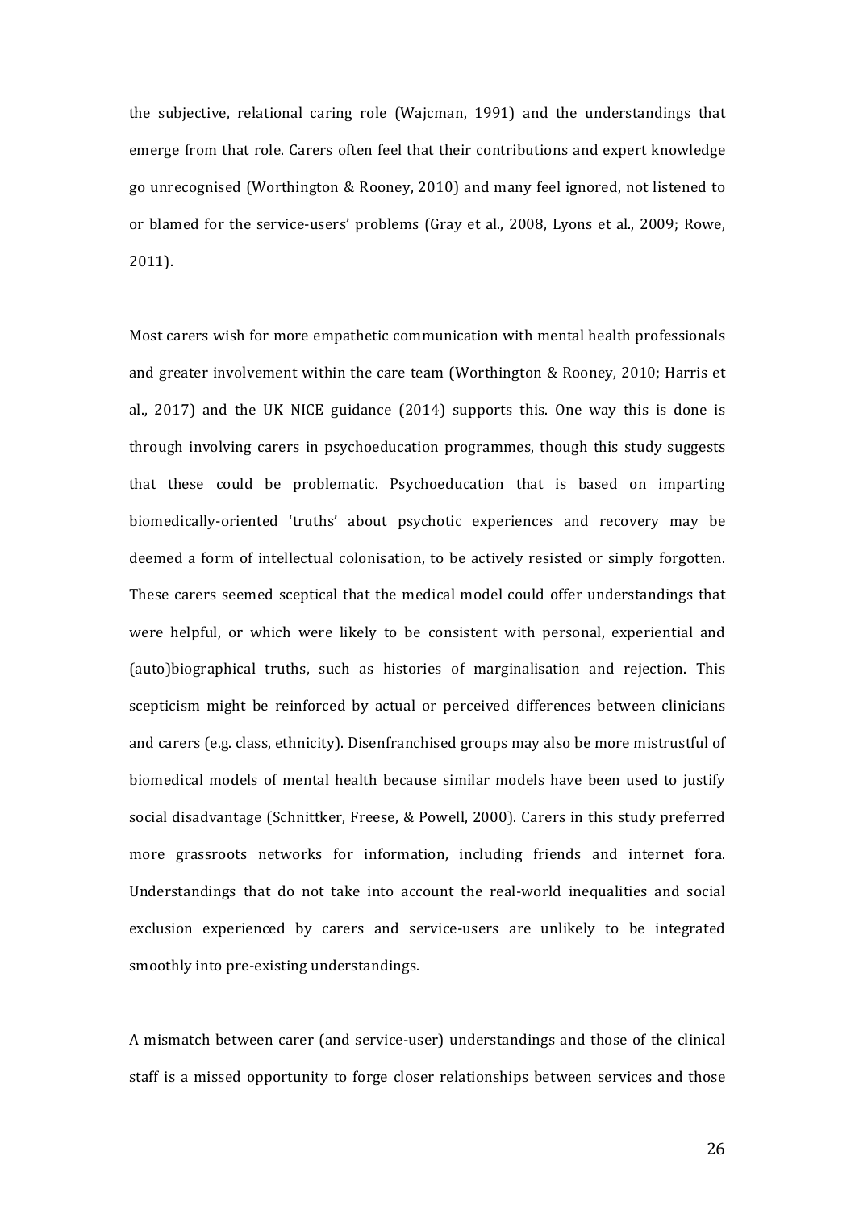the subjective, relational caring role (Wajcman, 1991) and the understandings that emerge from that role. Carers often feel that their contributions and expert knowledge go unrecognised (Worthington & Rooney, 2010) and many feel ignored, not listened to or blamed for the service-users' problems (Gray et al., 2008, Lyons et al., 2009; Rowe, 2011).

Most carers wish for more empathetic communication with mental health professionals and greater involvement within the care team (Worthington & Rooney, 2010; Harris et al., 2017) and the UK NICE guidance (2014) supports this. One way this is done is through involving carers in psychoeducation programmes, though this study suggests that these could be problematic. Psychoeducation that is based on imparting biomedically-oriented 'truths' about psychotic experiences and recovery may be deemed a form of intellectual colonisation, to be actively resisted or simply forgotten. These carers seemed sceptical that the medical model could offer understandings that were helpful, or which were likely to be consistent with personal, experiential and (auto)biographical truths, such as histories of marginalisation and rejection. This scepticism might be reinforced by actual or perceived differences between clinicians and carers (e.g. class, ethnicity). Disenfranchised groups may also be more mistrustful of biomedical models of mental health because similar models have been used to justify social disadvantage (Schnittker, Freese, & Powell, 2000). Carers in this study preferred more grassroots networks for information, including friends and internet fora. Understandings that do not take into account the real-world inequalities and social exclusion experienced by carers and service-users are unlikely to be integrated smoothly into pre-existing understandings.

A mismatch between carer (and service-user) understandings and those of the clinical staff is a missed opportunity to forge closer relationships between services and those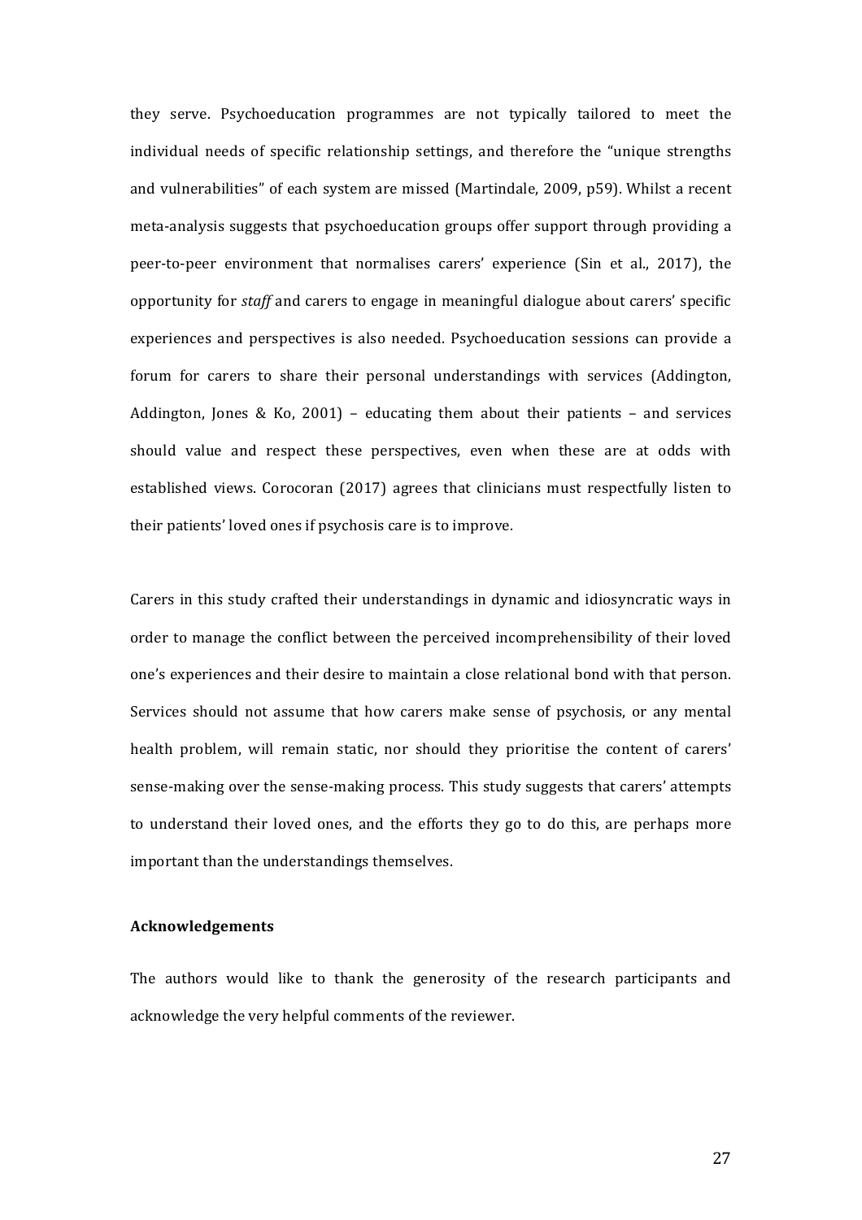they serve. Psychoeducation programmes are not typically tailored to meet the individual needs of specific relationship settings, and therefore the "unique strengths and vulnerabilities" of each system are missed (Martindale, 2009, p59). Whilst a recent meta-analysis suggests that psychoeducation groups offer support through providing a peer-to-peer environment that normalises carers' experience (Sin et al., 2017), the opportunity for *staff* and carers to engage in meaningful dialogue about carers' specific experiences and perspectives is also needed. Psychoeducation sessions can provide a forum for carers to share their personal understandings with services (Addington, Addington, Jones & Ko, 2001) – educating them about their patients – and services should value and respect these perspectives, even when these are at odds with established views. Corocoran (2017) agrees that clinicians must respectfully listen to their patients' loved ones if psychosis care is to improve.

Carers in this study crafted their understandings in dynamic and idiosyncratic ways in order to manage the conflict between the perceived incomprehensibility of their loved one's experiences and their desire to maintain a close relational bond with that person. Services should not assume that how carers make sense of psychosis, or any mental health problem, will remain static, nor should they prioritise the content of carers' sense-making over the sense-making process. This study suggests that carers' attempts to understand their loved ones, and the efforts they go to do this, are perhaps more important than the understandings themselves.

**Acknowledgements**

The authors would like to thank the generosity of the research participants and acknowledge the very helpful comments of the reviewer.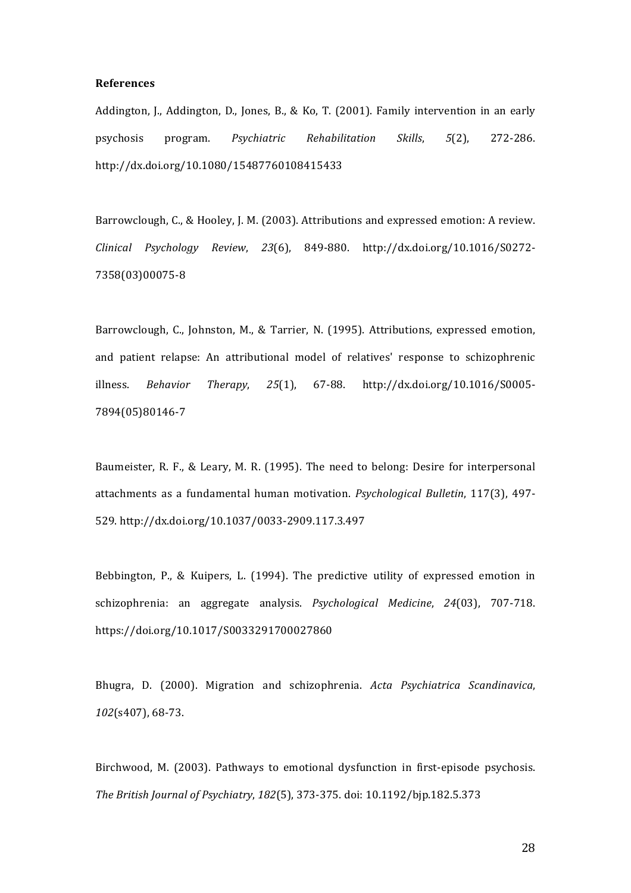**References**

Addington, J., Addington, D., Jones, B., & Ko, T. (2001). Family intervention in an early psychosis program. *Psychiatric Rehabilitation Skills*, *5*(2), 272-286. http://dx.doi.org/10.1080/15487760108415433

Barrowclough, C., & Hooley, J. M. (2003). Attributions and expressed emotion: A review. *Clinical Psychology Review*, *23*(6), 849-880. http://dx.doi.org/10.1016/S0272-7358(03)00075-8

Barrowclough, C., Johnston, M., & Tarrier, N. (1995). Attributions, expressed emotion, and patient relapse: An attributional model of relatives' response to schizophrenic illness. *Behavior Therapy*, *25*(1), 67-88. http://dx.doi.org/10.1016/S0005-7894(05)80146-7

Baumeister, R. F., & Leary, M. R. (1995). The need to belong: Desire for interpersonal attachments as a fundamental human motivation. *Psychological Bulletin*, 117(3), 497-529. http://dx.doi.org/10.1037/0033-2909.117.3.497

Bebbington, P., & Kuipers, L. (1994). The predictive utility of expressed emotion in schizophrenia: an aggregate analysis. *Psychological Medicine*, *24*(03), 707-718. https://doi.org/10.1017/S0033291700027860

Bhugra, D. (2000). Migration and schizophrenia. *Acta Psychiatrica Scandinavica*, *102*(s407), 68-73.

Birchwood, M. (2003). Pathways to emotional dysfunction in first-episode psychosis. *The British Journal of Psychiatry*, *182*(5), 373-375. doi: 10.1192/bjp.182.5.373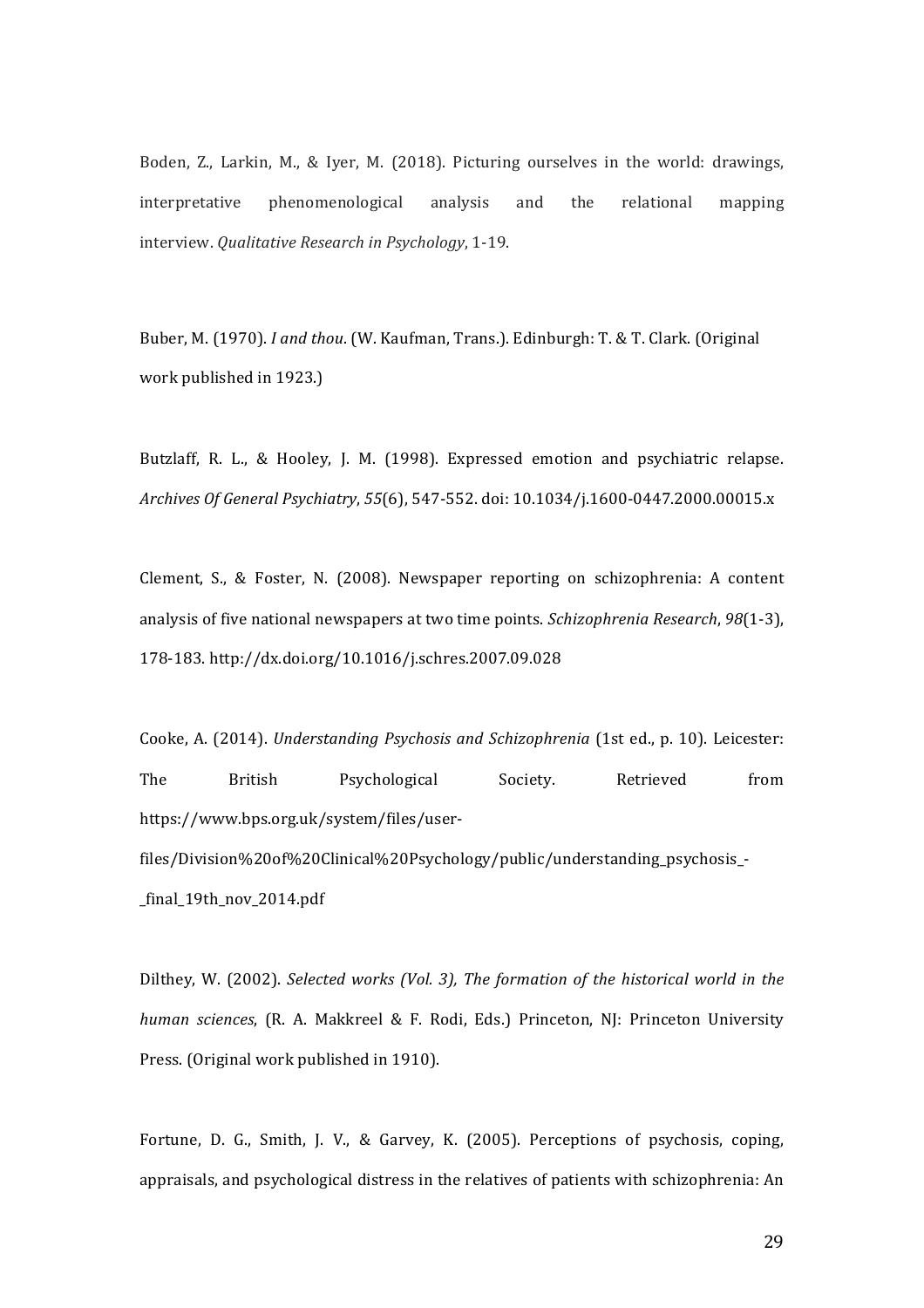Boden, Z., Larkin, M., & Iyer, M. (2018). Picturing ourselves in the world: drawings, interpretative phenomenological analysis and the relational mapping interview. *Qualitative Research in Psychology*, 1-19.

Buber, M. (1970). *I and thou*. (W. Kaufman, Trans.). Edinburgh: T. & T. Clark. (Original work published in 1923.)

Butzlaff, R. L., & Hooley, J. M. (1998). Expressed emotion and psychiatric relapse. *Archives Of General Psychiatry*, *55*(6), 547-552. doi: 10.1034/j.1600-0447.2000.00015.x

Clement, S., & Foster, N. (2008). Newspaper reporting on schizophrenia: A content analysis of five national newspapers at two time points. *Schizophrenia Research*, *98*(1-3), 178-183. http://dx.doi.org/10.1016/j.schres.2007.09.028

Cooke, A. (2014). *Understanding Psychosis and Schizophrenia* (1st ed., p. 10). Leicester: The British Psychological Society. Retrieved from https://www.bps.org.uk/system/files/user-files/Division%20of%20Clinical%20Psychology/public/understanding_psychosis_-_final_19th_nov_2014.pdf

Dilthey, W. (2002). *Selected works (Vol. 3), The formation of the historical world in the human sciences*, (R. A. Makkreel & F. Rodi, Eds.) Princeton, NJ: Princeton University Press. (Original work published in 1910).

Fortune, D. G., Smith, J. V., & Garvey, K. (2005). Perceptions of psychosis, coping, appraisals, and psychological distress in the relatives of patients with schizophrenia: An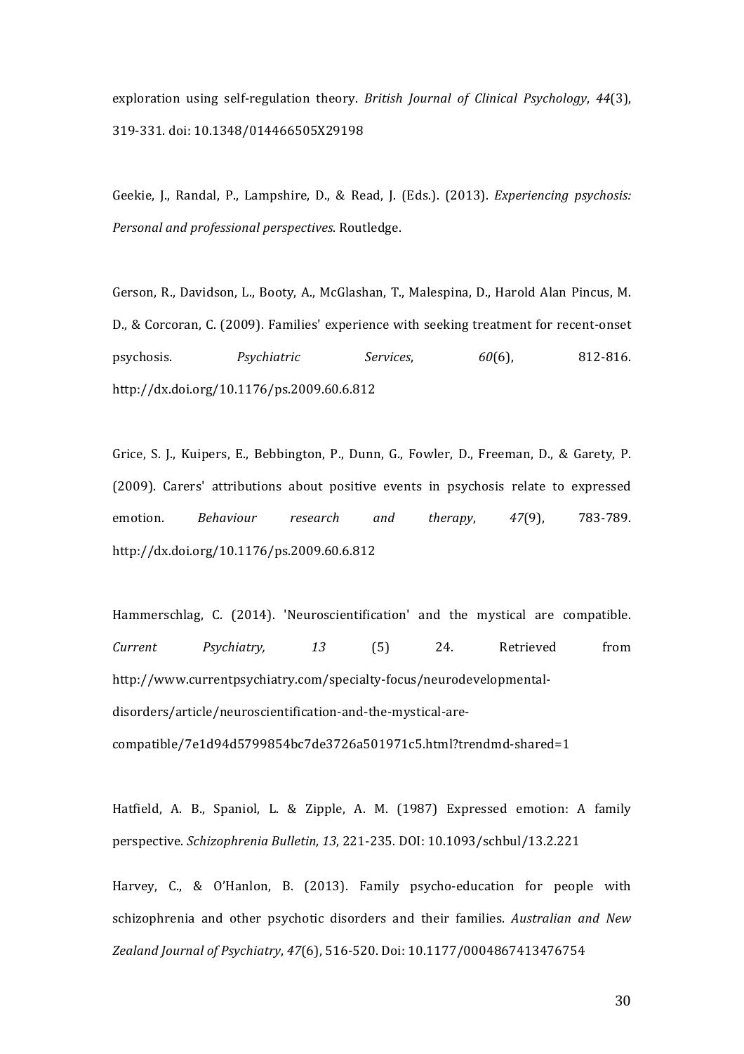exploration using self-regulation theory. *British Journal of Clinical Psychology*, *44*(3), 319-331. doi: 10.1348/014466505X29198

Geekie, J., Randal, P., Lampshire, D., & Read, J. (Eds.). (2013). *Experiencing psychosis: Personal and professional perspectives*. Routledge.

Gerson, R., Davidson, L., Booty, A., McGlashan, T., Malespina, D., Harold Alan Pincus, M. D., & Corcoran, C. (2009). Families' experience with seeking treatment for recent-onset psychosis. *Psychiatric Services*, *60*(6), 812-816. http://dx.doi.org/10.1176/ps.2009.60.6.812

Grice, S. J., Kuipers, E., Bebbington, P., Dunn, G., Fowler, D., Freeman, D., & Garety, P. (2009). Carers' attributions about positive events in psychosis relate to expressed emotion. *Behaviour research and therapy*, *47*(9), 783-789. http://dx.doi.org/10.1176/ps.2009.60.6.812

Hammerschlag, C. (2014). 'Neuroscientification' and the mystical are compatible. *Current Psychiatry, 13* (5) 24. Retrieved from http://www.currentpsychiatry.com/specialty-focus/neurodevelopmental-disorders/article/neuroscientification-and-the-mystical-are-compatible/7e1d94d5799854bc7de3726a501971c5.html?trendmd-shared=1

Hatfield, A. B., Spaniol, L. & Zipple, A. M. (1987) Expressed emotion: A family perspective. *Schizophrenia Bulletin, 13*, 221-235. DOI: 10.1093/schbul/13.2.221

Harvey, C., & O'Hanlon, B. (2013). Family psycho-education for people with schizophrenia and other psychotic disorders and their families. *Australian and New Zealand Journal of Psychiatry*, *47*(6), 516-520. Doi: 10.1177/0004867413476754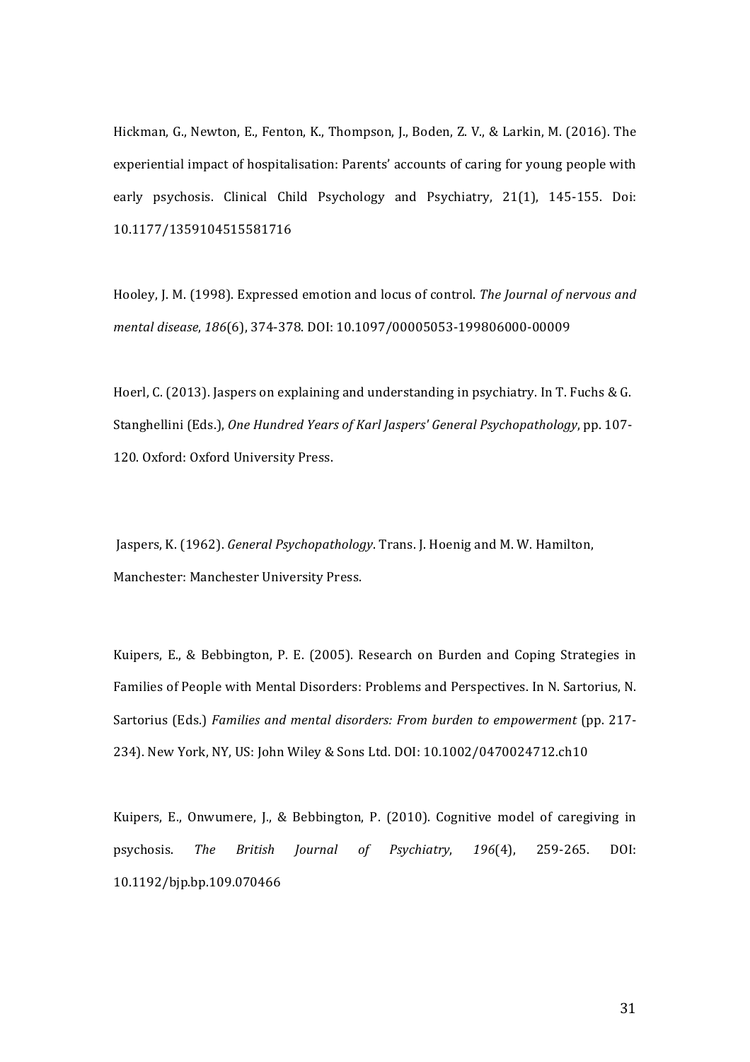Hickman, G., Newton, E., Fenton, K., Thompson, J., Boden, Z. V., & Larkin, M. (2016). The experiential impact of hospitalisation: Parents' accounts of caring for young people with early psychosis. Clinical Child Psychology and Psychiatry, 21(1), 145-155. Doi: 10.1177/1359104515581716

Hooley, J. M. (1998). Expressed emotion and locus of control. *The Journal of nervous and mental disease*, *186*(6), 374-378. DOI: 10.1097/00005053-199806000-00009

Hoerl, C. (2013). Jaspers on explaining and understanding in psychiatry. In T. Fuchs & G. Stanghellini (Eds.), *One Hundred Years of Karl Jaspers' General Psychopathology*, pp. 107-120. Oxford: Oxford University Press.

Jaspers, K. (1962). *General Psychopathology*. Trans. J. Hoenig and M. W. Hamilton, Manchester: Manchester University Press.

Kuipers, E., & Bebbington, P. E. (2005). Research on Burden and Coping Strategies in Families of People with Mental Disorders: Problems and Perspectives. In N. Sartorius, N. Sartorius (Eds.) *Families and mental disorders: From burden to empowerment* (pp. 217-234). New York, NY, US: John Wiley & Sons Ltd. DOI: 10.1002/0470024712.ch10

Kuipers, E., Onwumere, J., & Bebbington, P. (2010). Cognitive model of caregiving in psychosis. *The British Journal of Psychiatry*, *196*(4), 259-265. DOI: 10.1192/bjp.bp.109.070466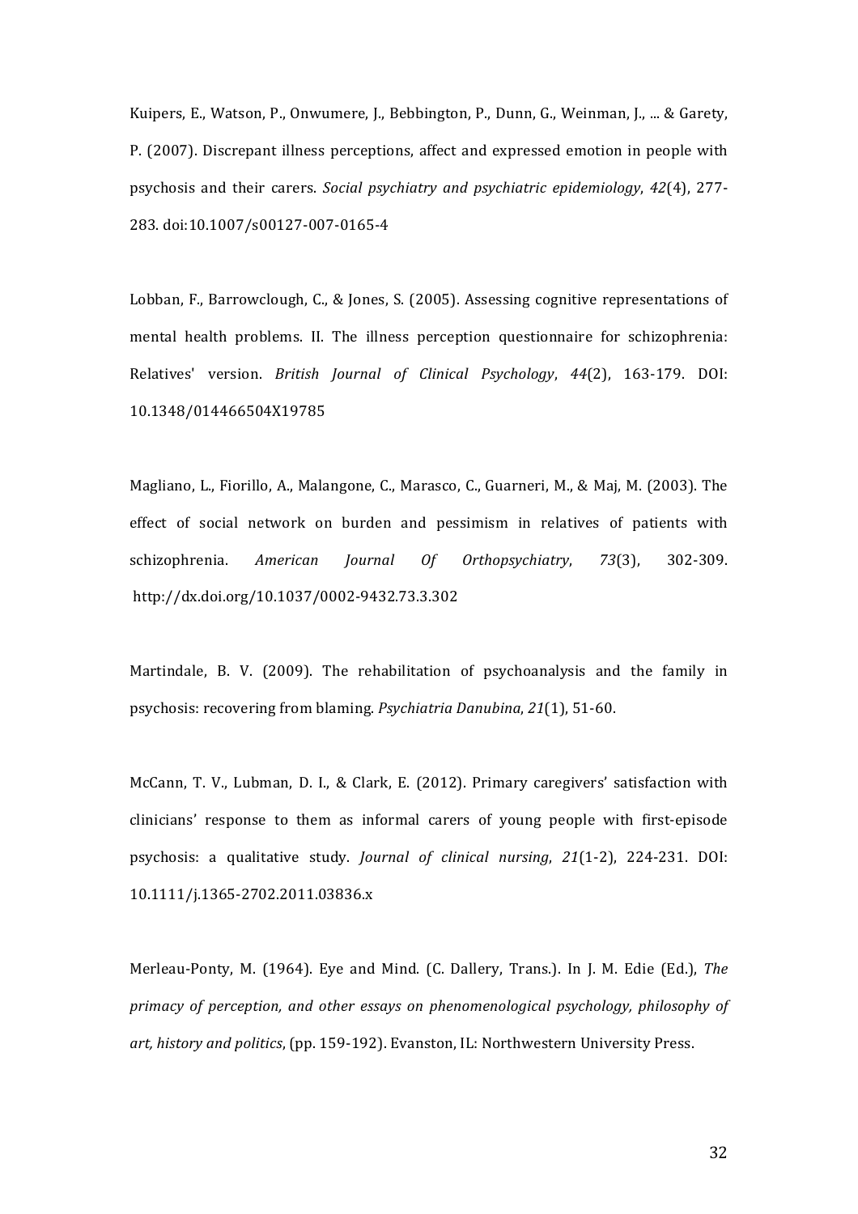Kuipers, E., Watson, P., Onwumere, J., Bebbington, P., Dunn, G., Weinman, J., ... & Garety, P. (2007). Discrepant illness perceptions, affect and expressed emotion in people with psychosis and their carers. *Social psychiatry and psychiatric epidemiology*, *42*(4), 277-283. doi:10.1007/s00127-007-0165-4

Lobban, F., Barrowclough, C., & Jones, S. (2005). Assessing cognitive representations of mental health problems. II. The illness perception questionnaire for schizophrenia: Relatives' version. *British Journal of Clinical Psychology*, *44*(2), 163-179. DOI: 10.1348/014466504X19785

Magliano, L., Fiorillo, A., Malangone, C., Marasco, C., Guarneri, M., & Maj, M. (2003). The effect of social network on burden and pessimism in relatives of patients with schizophrenia. *American Journal Of Orthopsychiatry*, *73*(3), 302-309. http://dx.doi.org/10.1037/0002-9432.73.3.302

Martindale, B. V. (2009). The rehabilitation of psychoanalysis and the family in psychosis: recovering from blaming. *Psychiatria Danubina*, *21*(1), 51-60.

McCann, T. V., Lubman, D. I., & Clark, E. (2012). Primary caregivers' satisfaction with clinicians' response to them as informal carers of young people with first-episode psychosis: a qualitative study. *Journal of clinical nursing*, *21*(1-2), 224-231. DOI: 10.1111/j.1365-2702.2011.03836.x

Merleau-Ponty, M. (1964). Eye and Mind. (C. Dallery, Trans.). In J. M. Edie (Ed.), *The primacy of perception, and other essays on phenomenological psychology, philosophy of art, history and politics*, (pp. 159-192). Evanston, IL: Northwestern University Press.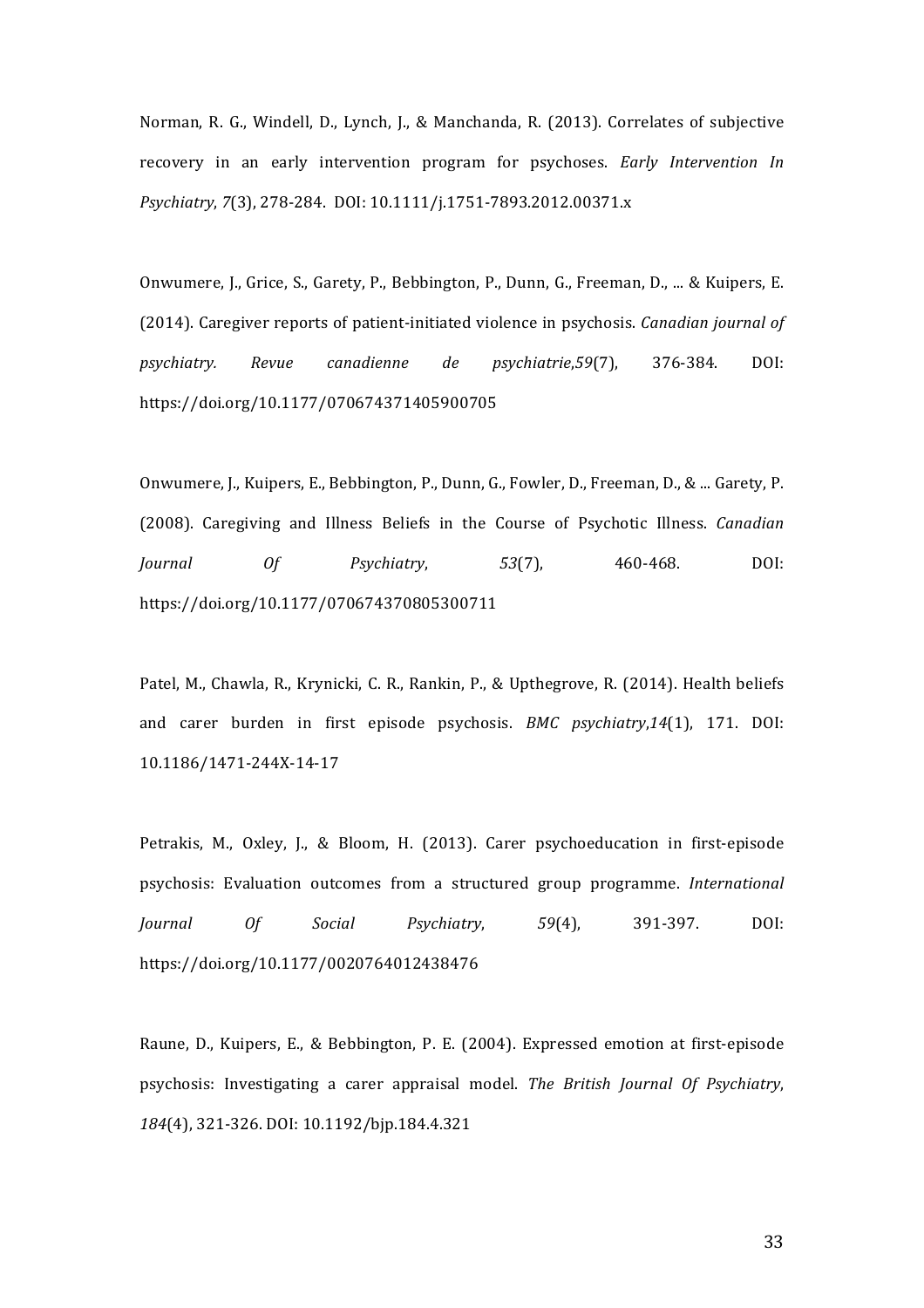Norman, R. G., Windell, D., Lynch, J., & Manchanda, R. (2013). Correlates of subjective recovery in an early intervention program for psychoses. *Early Intervention In Psychiatry*, *7*(3), 278-284. DOI: 10.1111/j.1751-7893.2012.00371.x

Onwumere, J., Grice, S., Garety, P., Bebbington, P., Dunn, G., Freeman, D., ... & Kuipers, E. (2014). Caregiver reports of patient-initiated violence in psychosis. *Canadian journal of psychiatry. Revue canadienne de psychiatrie*,*59*(7), 376-384. DOI: https://doi.org/10.1177/070674371405900705

Onwumere, J., Kuipers, E., Bebbington, P., Dunn, G., Fowler, D., Freeman, D., & ... Garety, P. (2008). Caregiving and Illness Beliefs in the Course of Psychotic Illness. *Canadian Journal Of Psychiatry*, *53*(7), 460-468. DOI: https://doi.org/10.1177/070674370805300711

Patel, M., Chawla, R., Krynicki, C. R., Rankin, P., & Upthegrove, R. (2014). Health beliefs and carer burden in first episode psychosis. *BMC psychiatry*,*14*(1), 171. DOI: 10.1186/1471-244X-14-17

Petrakis, M., Oxley, J., & Bloom, H. (2013). Carer psychoeducation in first-episode psychosis: Evaluation outcomes from a structured group programme. *International Journal Of Social Psychiatry*, *59*(4), 391-397. DOI: https://doi.org/10.1177/0020764012438476

Raune, D., Kuipers, E., & Bebbington, P. E. (2004). Expressed emotion at first-episode psychosis: Investigating a carer appraisal model. *The British Journal Of Psychiatry*, *184*(4), 321-326. DOI: 10.1192/bjp.184.4.321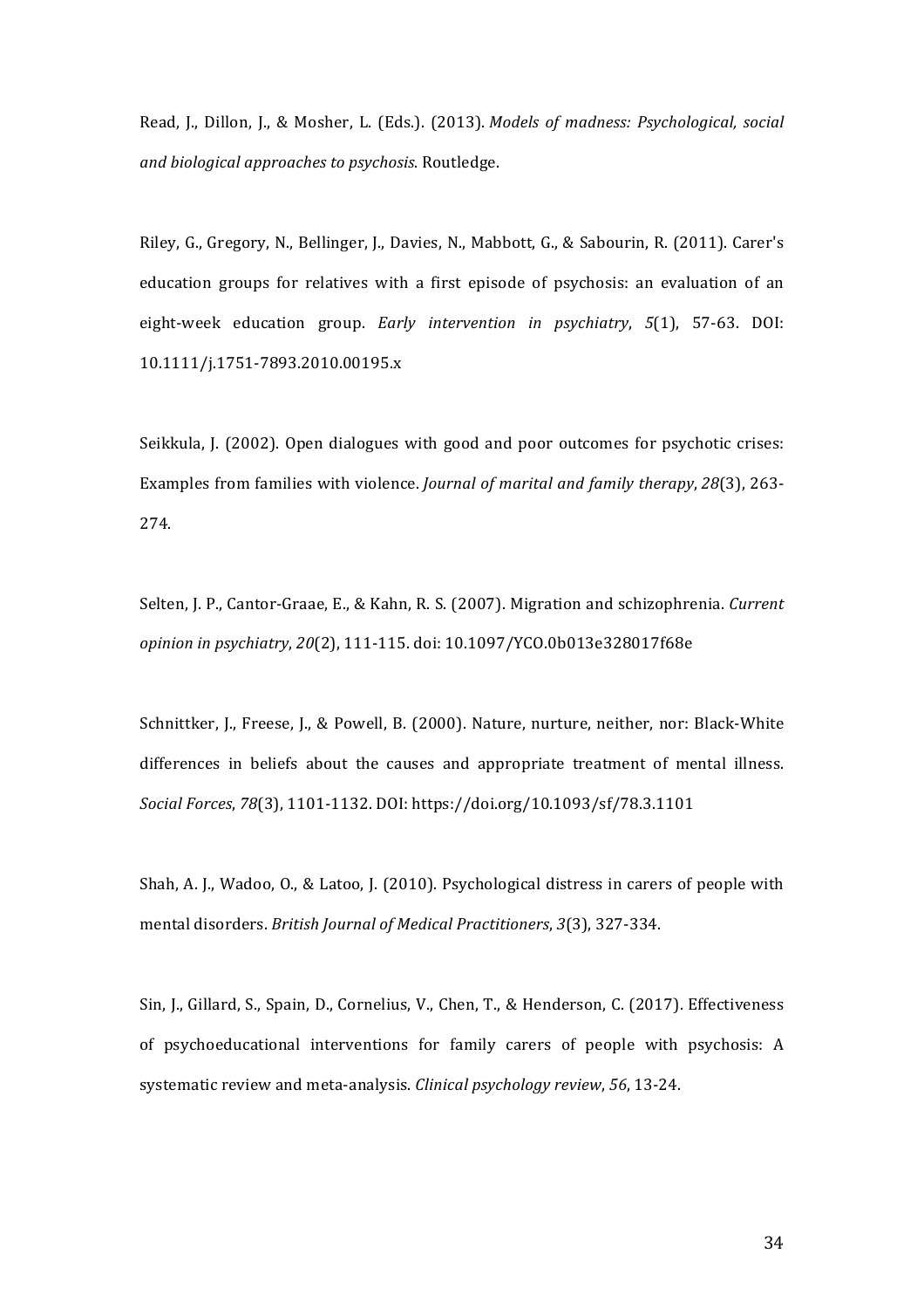Read, J., Dillon, J., & Mosher, L. (Eds.). (2013). *Models of madness: Psychological, social and biological approaches to psychosis*. Routledge.

Riley, G., Gregory, N., Bellinger, J., Davies, N., Mabbott, G., & Sabourin, R. (2011). Carer's education groups for relatives with a first episode of psychosis: an evaluation of an eight-week education group. *Early intervention in psychiatry*, *5*(1), 57-63. DOI: 10.1111/j.1751-7893.2010.00195.x

Seikkula, J. (2002). Open dialogues with good and poor outcomes for psychotic crises: Examples from families with violence. *Journal of marital and family therapy*, *28*(3), 263-274.

Selten, J. P., Cantor-Graae, E., & Kahn, R. S. (2007). Migration and schizophrenia. *Current opinion in psychiatry*, *20*(2), 111-115. doi: 10.1097/YCO.0b013e328017f68e

Schnittker, J., Freese, J., & Powell, B. (2000). Nature, nurture, neither, nor: Black-White differences in beliefs about the causes and appropriate treatment of mental illness. *Social Forces*, *78*(3), 1101-1132. DOI: https://doi.org/10.1093/sf/78.3.1101

Shah, A. J., Wadoo, O., & Latoo, J. (2010). Psychological distress in carers of people with mental disorders. *British Journal of Medical Practitioners*, *3*(3), 327-334.

Sin, J., Gillard, S., Spain, D., Cornelius, V., Chen, T., & Henderson, C. (2017). Effectiveness of psychoeducational interventions for family carers of people with psychosis: A systematic review and meta-analysis. *Clinical psychology review*, *56*, 13-24.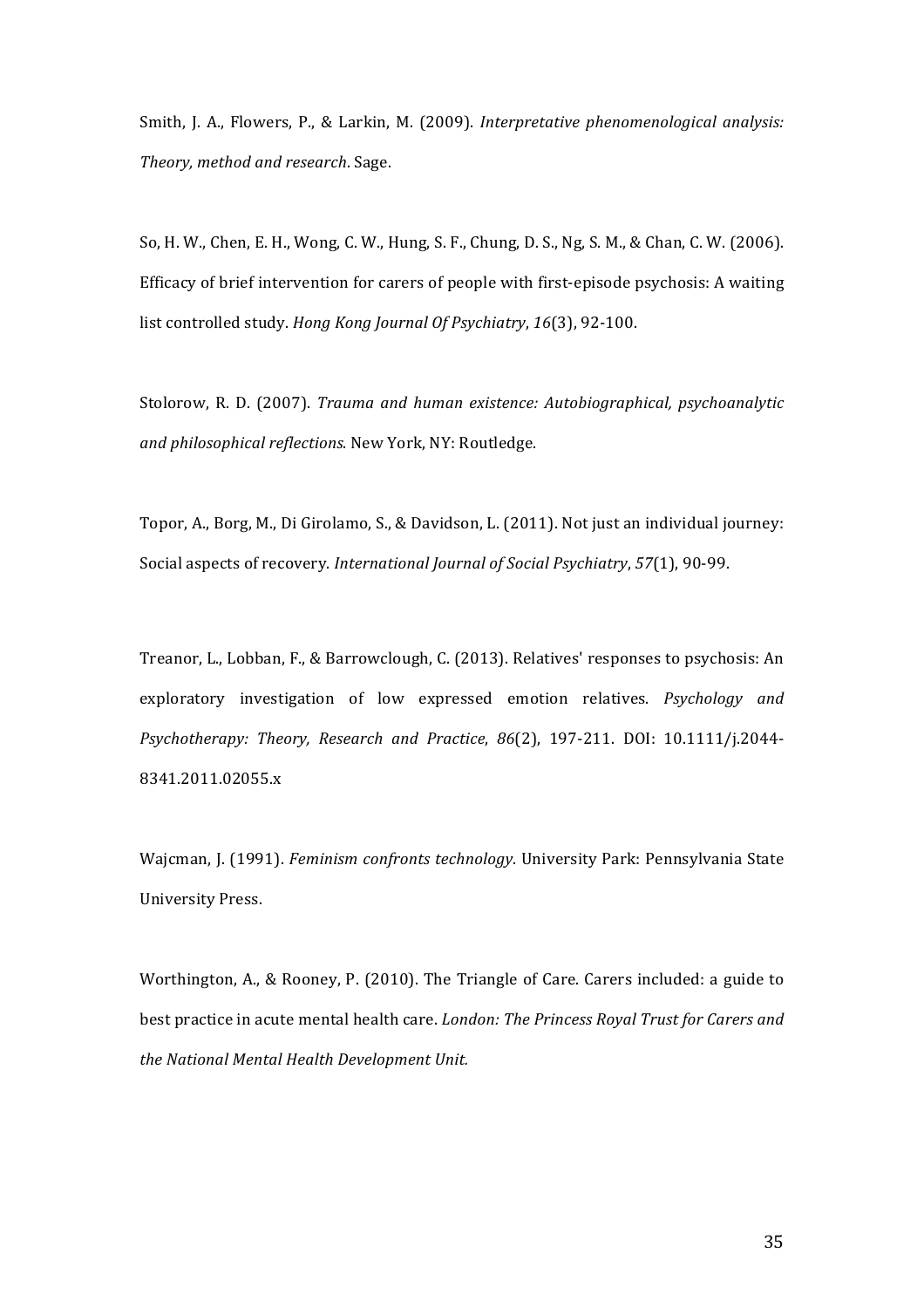Smith, J. A., Flowers, P., & Larkin, M. (2009). *Interpretative phenomenological analysis: Theory, method and research*. Sage.

So, H. W., Chen, E. H., Wong, C. W., Hung, S. F., Chung, D. S., Ng, S. M., & Chan, C. W. (2006). Efficacy of brief intervention for carers of people with first-episode psychosis: A waiting list controlled study. *Hong Kong Journal Of Psychiatry*, *16*(3), 92-100.

Stolorow, R. D. (2007). *Trauma and human existence: Autobiographical, psychoanalytic and philosophical reflections*. New York, NY: Routledge.

Topor, A., Borg, M., Di Girolamo, S., & Davidson, L. (2011). Not just an individual journey: Social aspects of recovery. *International Journal of Social Psychiatry*, *57*(1), 90-99.

Treanor, L., Lobban, F., & Barrowclough, C. (2013). Relatives' responses to psychosis: An exploratory investigation of low expressed emotion relatives. *Psychology and Psychotherapy: Theory, Research and Practice*, *86*(2), 197-211. DOI: 10.1111/j.2044-8341.2011.02055.x

Wajcman, J. (1991). *Feminism confronts technology*. University Park: Pennsylvania State University Press.

Worthington, A., & Rooney, P. (2010). The Triangle of Care. Carers included: a guide to best practice in acute mental health care. *London: The Princess Royal Trust for Carers and the National Mental Health Development Unit.*